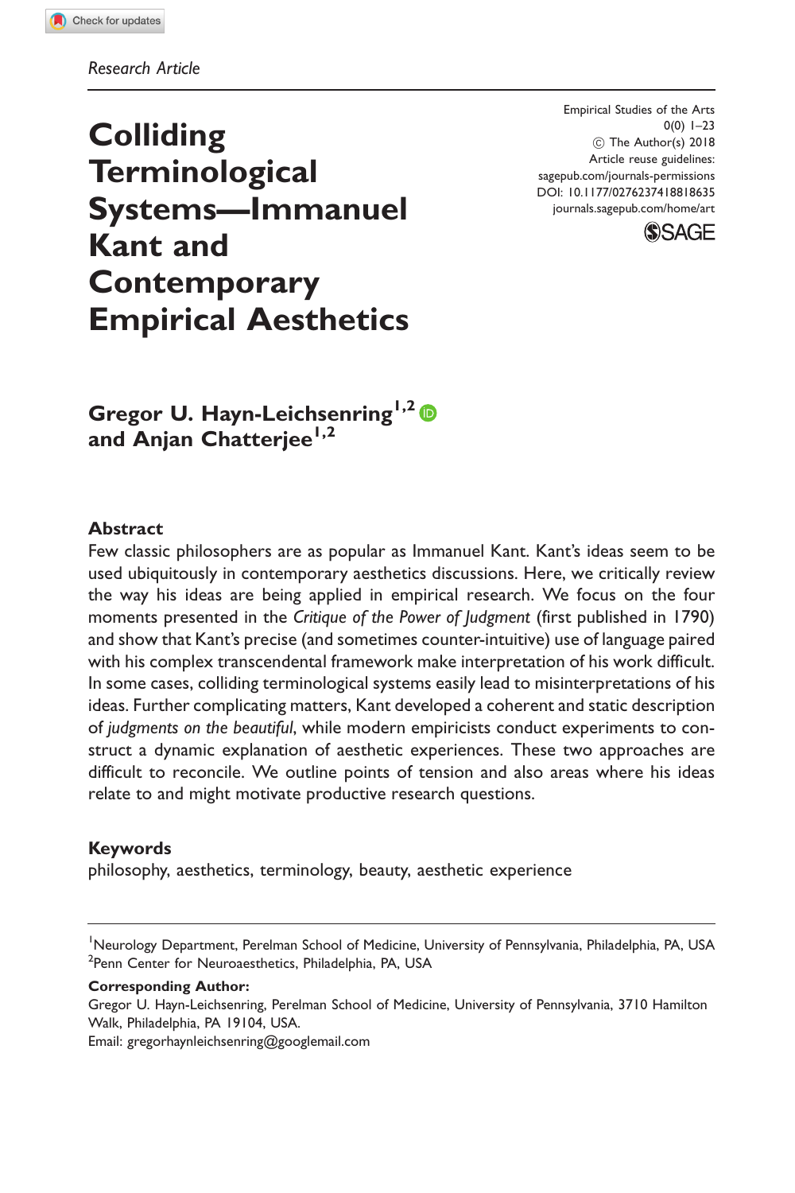Research Article

# Colliding Terminological Systems—Immanuel Kant and Contemporary Empirical Aesthetics

Empirical Studies of the Arts
0(0) 1–23
© The Author(s) 2018
Article reuse guidelines:
sagepub.com/journals-permissions
DOI: 10.1177/0276237418818635
journals.sagepub.com/home/art

**Gregor U. Hayn-Leichsenring[1,2] and Anjan Chatterjee[1,2]**

## Abstract

Few classic philosophers are as popular as Immanuel Kant. Kant's ideas seem to be used ubiquitously in contemporary aesthetics discussions. Here, we critically review the way his ideas are being applied in empirical research. We focus on the four moments presented in the *Critique of the Power of Judgment* (first published in 1790) and show that Kant's precise (and sometimes counter-intuitive) use of language paired with his complex transcendental framework make interpretation of his work difficult. In some cases, colliding terminological systems easily lead to misinterpretations of his ideas. Further complicating matters, Kant developed a coherent and static description of *judgments on the beautiful*, while modern empiricists conduct experiments to construct a dynamic explanation of aesthetic experiences. These two approaches are difficult to reconcile. We outline points of tension and also areas where his ideas relate to and might motivate productive research questions.

## Keywords

philosophy, aesthetics, terminology, beauty, aesthetic experience

[1]Neurology Department, Perelman School of Medicine, University of Pennsylvania, Philadelphia, PA, USA
[2]Penn Center for Neuroaesthetics, Philadelphia, PA, USA

**Corresponding Author:**
Gregor U. Hayn-Leichsenring, Perelman School of Medicine, University of Pennsylvania, 3710 Hamilton Walk, Philadelphia, PA 19104, USA.
Email: gregorhaynleichsenring@googlemail.com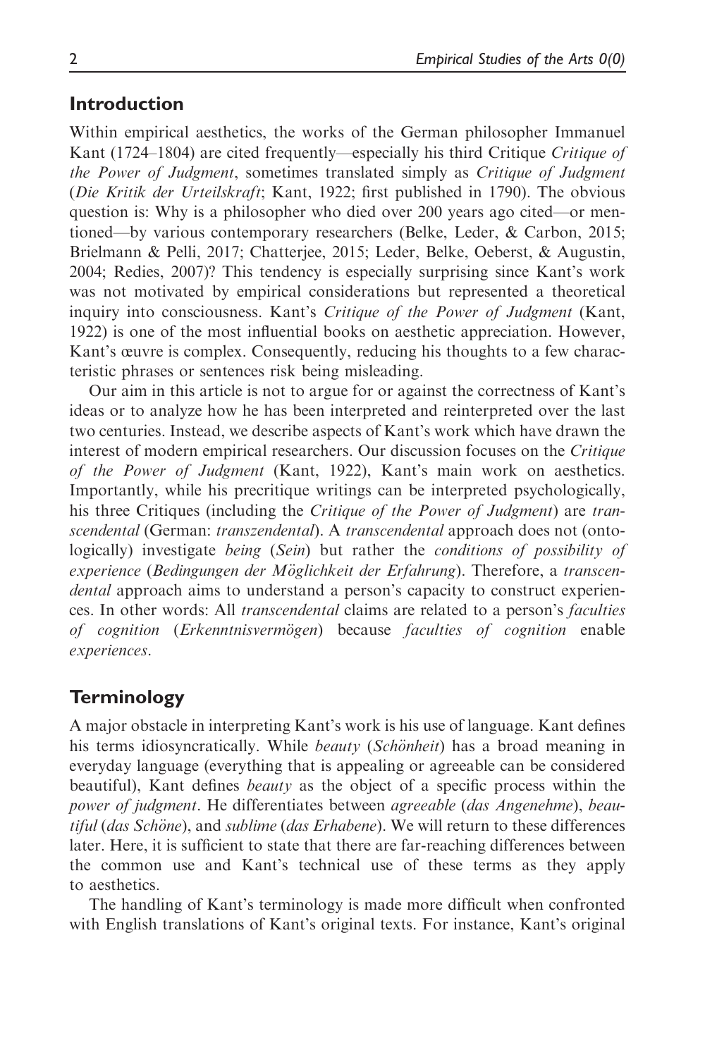## Introduction

Within empirical aesthetics, the works of the German philosopher Immanuel Kant (1724–1804) are cited frequently—especially his third Critique *Critique of the Power of Judgment*, sometimes translated simply as *Critique of Judgment* (*Die Kritik der Urteilskraft*; Kant, 1922; first published in 1790). The obvious question is: Why is a philosopher who died over 200 years ago cited—or mentioned—by various contemporary researchers (Belke, Leder, & Carbon, 2015; Brielmann & Pelli, 2017; Chatterjee, 2015; Leder, Belke, Oeberst, & Augustin, 2004; Redies, 2007)? This tendency is especially surprising since Kant's work was not motivated by empirical considerations but represented a theoretical inquiry into consciousness. Kant's *Critique of the Power of Judgment* (Kant, 1922) is one of the most influential books on aesthetic appreciation. However, Kant's œuvre is complex. Consequently, reducing his thoughts to a few characteristic phrases or sentences risk being misleading.

Our aim in this article is not to argue for or against the correctness of Kant's ideas or to analyze how he has been interpreted and reinterpreted over the last two centuries. Instead, we describe aspects of Kant's work which have drawn the interest of modern empirical researchers. Our discussion focuses on the *Critique of the Power of Judgment* (Kant, 1922), Kant's main work on aesthetics. Importantly, while his precritique writings can be interpreted psychologically, his three Critiques (including the *Critique of the Power of Judgment*) are *transcendental* (German: *transzendental*). A *transcendental* approach does not (ontologically) investigate *being* (*Sein*) but rather the *conditions of possibility of experience* (*Bedingungen der Möglichkeit der Erfahrung*). Therefore, a *transcendental* approach aims to understand a person's capacity to construct experiences. In other words: All *transcendental* claims are related to a person's *faculties of cognition* (*Erkenntnisvermögen*) because *faculties of cognition* enable *experiences*.

## Terminology

A major obstacle in interpreting Kant's work is his use of language. Kant defines his terms idiosyncratically. While *beauty* (*Schönheit*) has a broad meaning in everyday language (everything that is appealing or agreeable can be considered beautiful), Kant defines *beauty* as the object of a specific process within the *power of judgment*. He differentiates between *agreeable* (*das Angenehme*), *beautiful* (*das Schöne*), and *sublime* (*das Erhabene*). We will return to these differences later. Here, it is sufficient to state that there are far-reaching differences between the common use and Kant's technical use of these terms as they apply to aesthetics.

The handling of Kant's terminology is made more difficult when confronted with English translations of Kant's original texts. For instance, Kant's original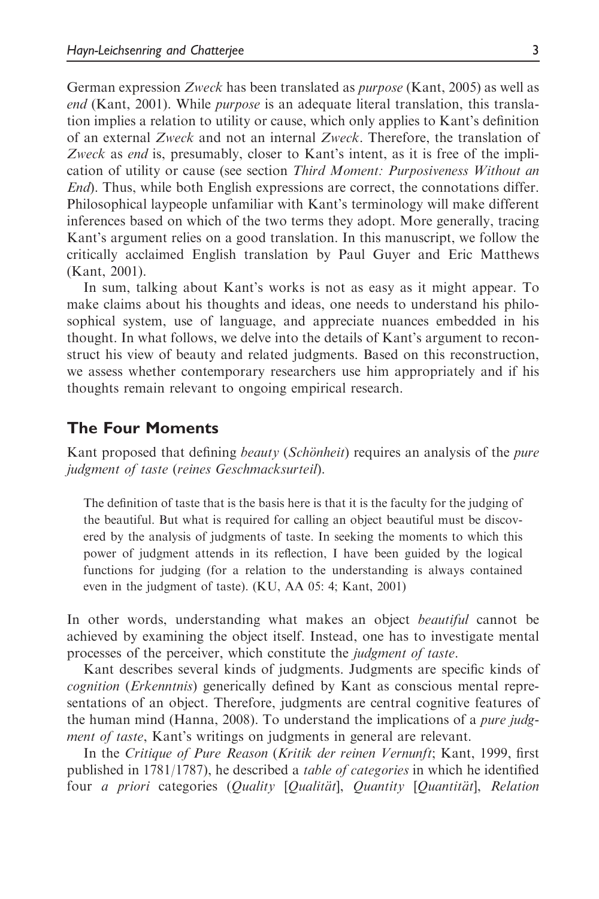German expression *Zweck* has been translated as *purpose* (Kant, 2005) as well as *end* (Kant, 2001). While *purpose* is an adequate literal translation, this translation implies a relation to utility or cause, which only applies to Kant's definition of an external *Zweck* and not an internal *Zweck*. Therefore, the translation of *Zweck* as *end* is, presumably, closer to Kant's intent, as it is free of the implication of utility or cause (see section *Third Moment: Purposiveness Without an End*). Thus, while both English expressions are correct, the connotations differ. Philosophical laypeople unfamiliar with Kant's terminology will make different inferences based on which of the two terms they adopt. More generally, tracing Kant's argument relies on a good translation. In this manuscript, we follow the critically acclaimed English translation by Paul Guyer and Eric Matthews (Kant, 2001).

In sum, talking about Kant's works is not as easy as it might appear. To make claims about his thoughts and ideas, one needs to understand his philosophical system, use of language, and appreciate nuances embedded in his thought. In what follows, we delve into the details of Kant's argument to reconstruct his view of beauty and related judgments. Based on this reconstruction, we assess whether contemporary researchers use him appropriately and if his thoughts remain relevant to ongoing empirical research.

## The Four Moments

Kant proposed that defining *beauty* (*Schönheit*) requires an analysis of the *pure judgment of taste* (*reines Geschmacksurteil*).

> The definition of taste that is the basis here is that it is the faculty for the judging of the beautiful. But what is required for calling an object beautiful must be discovered by the analysis of judgments of taste. In seeking the moments to which this power of judgment attends in its reflection, I have been guided by the logical functions for judging (for a relation to the understanding is always contained even in the judgment of taste). (KU, AA 05: 4; Kant, 2001)

In other words, understanding what makes an object *beautiful* cannot be achieved by examining the object itself. Instead, one has to investigate mental processes of the perceiver, which constitute the *judgment of taste*.

Kant describes several kinds of judgments. Judgments are specific kinds of *cognition* (*Erkenntnis*) generically defined by Kant as conscious mental representations of an object. Therefore, judgments are central cognitive features of the human mind (Hanna, 2008). To understand the implications of a *pure judgment of taste*, Kant's writings on judgments in general are relevant.

In the *Critique of Pure Reason* (*Kritik der reinen Vernunft*; Kant, 1999, first published in 1781/1787), he described a *table of categories* in which he identified four *a priori* categories (*Quality* [*Qualität*], *Quantity* [*Quantität*], *Relation*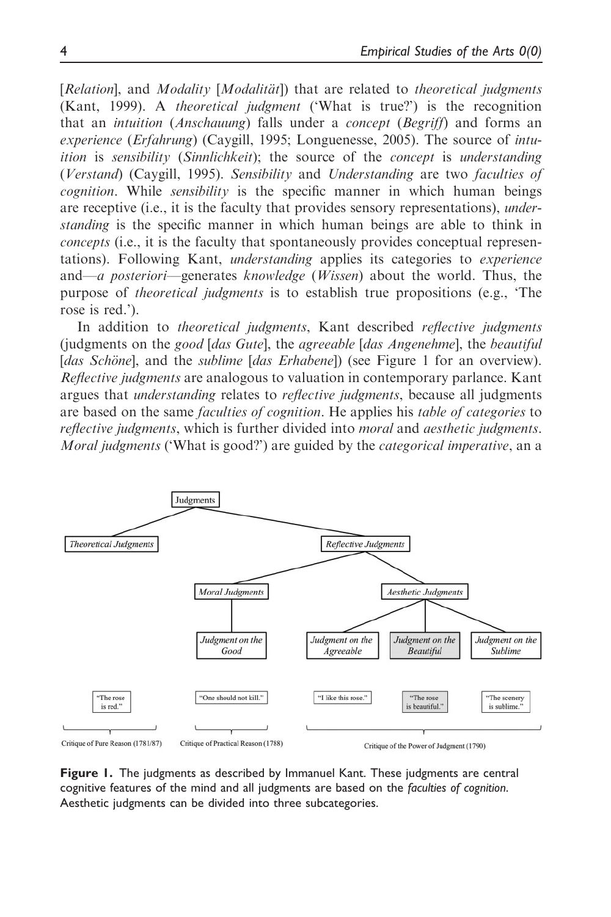[*Relation*], and *Modality* [*Modalität*]) that are related to *theoretical judgments* (Kant, 1999). A *theoretical judgment* ('What is true?') is the recognition that an *intuition* (*Anschauung*) falls under a *concept* (*Begriff*) and forms an *experience* (*Erfahrung*) (Caygill, 1995; Longuenesse, 2005). The source of *intuition* is *sensibility* (*Sinnlichkeit*); the source of the *concept* is *understanding* (*Verstand*) (Caygill, 1995). *Sensibility* and *Understanding* are two *faculties of cognition*. While *sensibility* is the specific manner in which human beings are receptive (i.e., it is the faculty that provides sensory representations), *understanding* is the specific manner in which human beings are able to think in *concepts* (i.e., it is the faculty that spontaneously provides conceptual representations). Following Kant, *understanding* applies its categories to *experience* and—*a posteriori*—generates *knowledge* (*Wissen*) about the world. Thus, the purpose of *theoretical judgments* is to establish true propositions (e.g., 'The rose is red.').

In addition to *theoretical judgments*, Kant described *reflective judgments* (judgments on the *good* [*das Gute*], the *agreeable* [*das Angenehme*], the *beautiful* [*das Schöne*], and the *sublime* [*das Erhabene*]) (see Figure 1 for an overview). *Reflective judgments* are analogous to valuation in contemporary parlance. Kant argues that *understanding* relates to *reflective judgments*, because all judgments are based on the same *faculties of cognition*. He applies his *table of categories* to *reflective judgments*, which is further divided into *moral* and *aesthetic judgments*. *Moral judgments* ('What is good?') are guided by the *categorical imperative*, an a

Judgments
- *Theoretical Judgments*
  - "The rose is red." — Critique of Pure Reason (1781/87)
- *Reflective Judgments*
  - *Moral Judgments*
    - *Judgment on the Good* — "One should not kill." — Critique of Practical Reason (1788)
  - *Aesthetic Judgments* — Critique of the Power of Judgment (1790)
    - *Judgment on the Agreeable* — "I like this rose."
    - *Judgment on the Beautiful* — "The rose is beautiful."
    - *Judgment on the Sublime* — "The scenery is sublime."

**Figure 1.** The judgments as described by Immanuel Kant. These judgments are central cognitive features of the mind and all judgments are based on the *faculties of cognition*. Aesthetic judgments can be divided into three subcategories.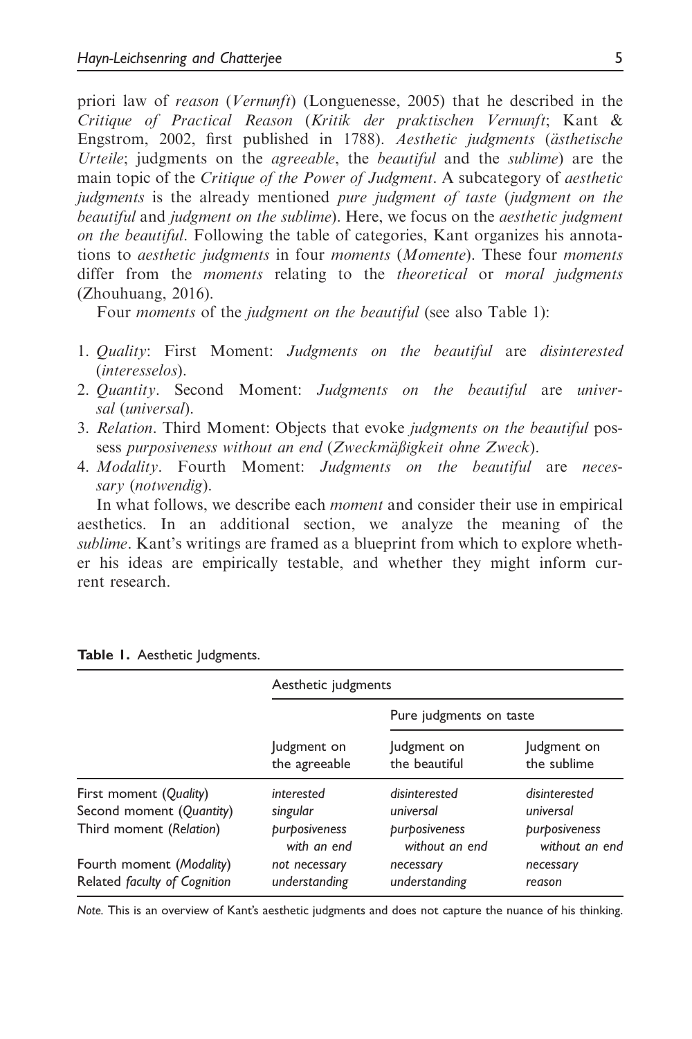priori law of *reason* (*Vernunft*) (Longuenesse, 2005) that he described in the *Critique of Practical Reason* (*Kritik der praktischen Vernunft*; Kant & Engstrom, 2002, first published in 1788). *Aesthetic judgments* (*ästhetische Urteile*; judgments on the *agreeable*, the *beautiful* and the *sublime*) are the main topic of the *Critique of the Power of Judgment*. A subcategory of *aesthetic judgments* is the already mentioned *pure judgment of taste* (*judgment on the beautiful* and *judgment on the sublime*). Here, we focus on the *aesthetic judgment on the beautiful*. Following the table of categories, Kant organizes his annotations to *aesthetic judgments* in four *moments* (*Momente*). These four *moments* differ from the *moments* relating to the *theoretical* or *moral judgments* (Zhouhuang, 2016).

Four *moments* of the *judgment on the beautiful* (see also Table 1):

1. *Quality*: First Moment: *Judgments on the beautiful* are *disinterested* (*interesselos*).
2. *Quantity*. Second Moment: *Judgments on the beautiful* are *universal* (*universal*).
3. *Relation*. Third Moment: Objects that evoke *judgments on the beautiful* possess *purposiveness without an end* (*Zweckmäßigkeit ohne Zweck*).
4. *Modality*. Fourth Moment: *Judgments on the beautiful* are *necessary* (*notwendig*).

In what follows, we describe each *moment* and consider their use in empirical aesthetics. In an additional section, we analyze the meaning of the *sublime*. Kant's writings are framed as a blueprint from which to explore whether his ideas are empirically testable, and whether they might inform current research.

**Table 1.** Aesthetic Judgments.

| | Aesthetic judgments | | |
|---|---|---|---|
| | | Pure judgments on taste | |
| | Judgment on the agreeable | Judgment on the beautiful | Judgment on the sublime |
| First moment (*Quality*) | *interested* | *disinterested* | *disinterested* |
| Second moment (*Quantity*) | *singular* | *universal* | *universal* |
| Third moment (*Relation*) | *purposiveness with an end* | *purposiveness without an end* | *purposiveness without an end* |
| Fourth moment (*Modality*) | *not necessary* | *necessary* | *necessary* |
| Related *faculty of Cognition* | *understanding* | *understanding* | *reason* |

*Note.* This is an overview of Kant's aesthetic judgments and does not capture the nuance of his thinking.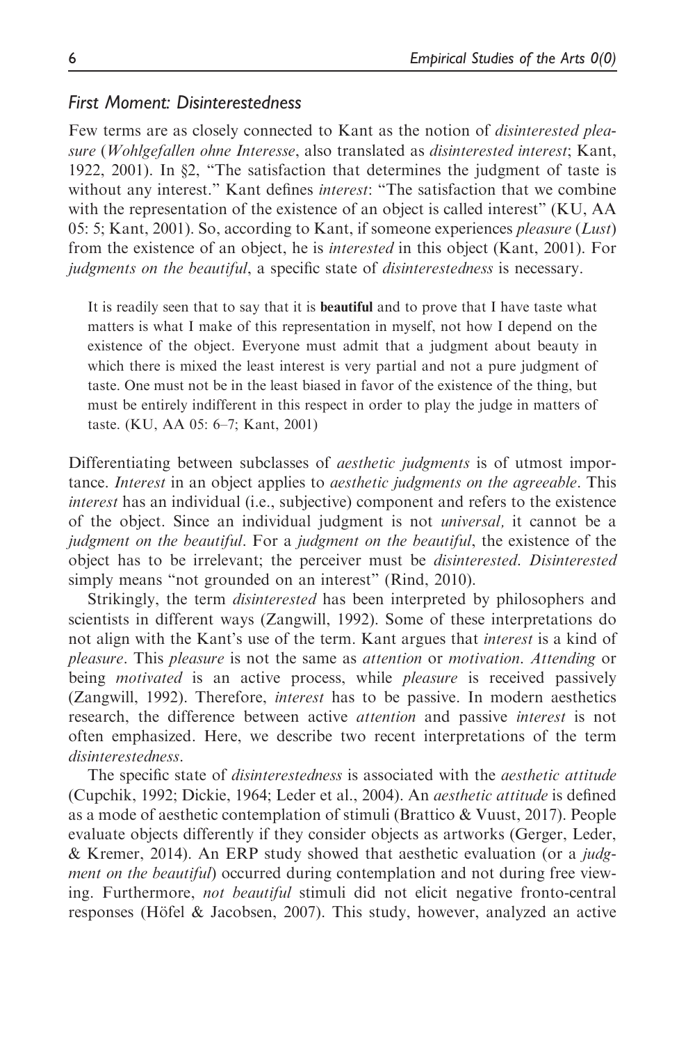### *First Moment: Disinterestedness*

Few terms are as closely connected to Kant as the notion of *disinterested pleasure* (*Wohlgefallen ohne Interesse*, also translated as *disinterested interest*; Kant, 1922, 2001). In §2, "The satisfaction that determines the judgment of taste is without any interest." Kant defines *interest*: "The satisfaction that we combine with the representation of the existence of an object is called interest" (KU, AA 05: 5; Kant, 2001). So, according to Kant, if someone experiences *pleasure* (*Lust*) from the existence of an object, he is *interested* in this object (Kant, 2001). For *judgments on the beautiful*, a specific state of *disinterestedness* is necessary.

> It is readily seen that to say that it is **beautiful** and to prove that I have taste what matters is what I make of this representation in myself, not how I depend on the existence of the object. Everyone must admit that a judgment about beauty in which there is mixed the least interest is very partial and not a pure judgment of taste. One must not be in the least biased in favor of the existence of the thing, but must be entirely indifferent in this respect in order to play the judge in matters of taste. (KU, AA 05: 6–7; Kant, 2001)

Differentiating between subclasses of *aesthetic judgments* is of utmost importance. *Interest* in an object applies to *aesthetic judgments on the agreeable*. This *interest* has an individual (i.e., subjective) component and refers to the existence of the object. Since an individual judgment is not *universal,* it cannot be a *judgment on the beautiful*. For a *judgment on the beautiful*, the existence of the object has to be irrelevant; the perceiver must be *disinterested*. *Disinterested* simply means "not grounded on an interest" (Rind, 2010).

Strikingly, the term *disinterested* has been interpreted by philosophers and scientists in different ways (Zangwill, 1992). Some of these interpretations do not align with the Kant's use of the term. Kant argues that *interest* is a kind of *pleasure*. This *pleasure* is not the same as *attention* or *motivation*. *Attending* or being *motivated* is an active process, while *pleasure* is received passively (Zangwill, 1992). Therefore, *interest* has to be passive. In modern aesthetics research, the difference between active *attention* and passive *interest* is not often emphasized. Here, we describe two recent interpretations of the term *disinterestedness*.

The specific state of *disinterestedness* is associated with the *aesthetic attitude* (Cupchik, 1992; Dickie, 1964; Leder et al., 2004). An *aesthetic attitude* is defined as a mode of aesthetic contemplation of stimuli (Brattico & Vuust, 2017). People evaluate objects differently if they consider objects as artworks (Gerger, Leder, & Kremer, 2014). An ERP study showed that aesthetic evaluation (or a *judgment on the beautiful*) occurred during contemplation and not during free viewing. Furthermore, *not beautiful* stimuli did not elicit negative fronto-central responses (Höfel & Jacobsen, 2007). This study, however, analyzed an active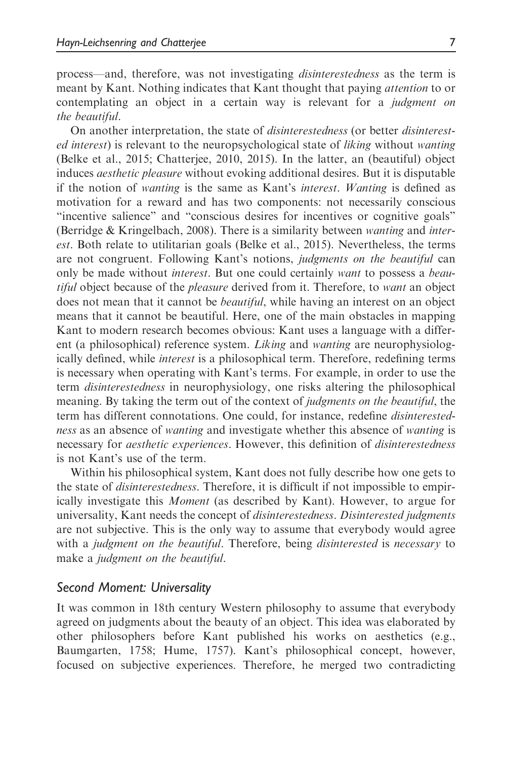process—and, therefore, was not investigating *disinterestedness* as the term is meant by Kant. Nothing indicates that Kant thought that paying *attention* to or contemplating an object in a certain way is relevant for a *judgment on the beautiful*.

On another interpretation, the state of *disinterestedness* (or better *disinterested interest*) is relevant to the neuropsychological state of *liking* without *wanting* (Belke et al., 2015; Chatterjee, 2010, 2015). In the latter, an (beautiful) object induces *aesthetic pleasure* without evoking additional desires. But it is disputable if the notion of *wanting* is the same as Kant's *interest*. *Wanting* is defined as motivation for a reward and has two components: not necessarily conscious "incentive salience" and "conscious desires for incentives or cognitive goals" (Berridge & Kringelbach, 2008). There is a similarity between *wanting* and *interest*. Both relate to utilitarian goals (Belke et al., 2015). Nevertheless, the terms are not congruent. Following Kant's notions, *judgments on the beautiful* can only be made without *interest*. But one could certainly *want* to possess a *beautiful* object because of the *pleasure* derived from it. Therefore, to *want* an object does not mean that it cannot be *beautiful*, while having an interest on an object means that it cannot be beautiful. Here, one of the main obstacles in mapping Kant to modern research becomes obvious: Kant uses a language with a different (a philosophical) reference system. *Liking* and *wanting* are neurophysiologically defined, while *interest* is a philosophical term. Therefore, redefining terms is necessary when operating with Kant's terms. For example, in order to use the term *disinterestedness* in neurophysiology, one risks altering the philosophical meaning. By taking the term out of the context of *judgments on the beautiful*, the term has different connotations. One could, for instance, redefine *disinterestedness* as an absence of *wanting* and investigate whether this absence of *wanting* is necessary for *aesthetic experiences*. However, this definition of *disinterestedness* is not Kant's use of the term.

Within his philosophical system, Kant does not fully describe how one gets to the state of *disinterestedness*. Therefore, it is difficult if not impossible to empirically investigate this *Moment* (as described by Kant). However, to argue for universality, Kant needs the concept of *disinterestedness*. *Disinterested judgments* are not subjective. This is the only way to assume that everybody would agree with a *judgment on the beautiful*. Therefore, being *disinterested* is *necessary* to make a *judgment on the beautiful*.

### *Second Moment: Universality*

It was common in 18th century Western philosophy to assume that everybody agreed on judgments about the beauty of an object. This idea was elaborated by other philosophers before Kant published his works on aesthetics (e.g., Baumgarten, 1758; Hume, 1757). Kant's philosophical concept, however, focused on subjective experiences. Therefore, he merged two contradicting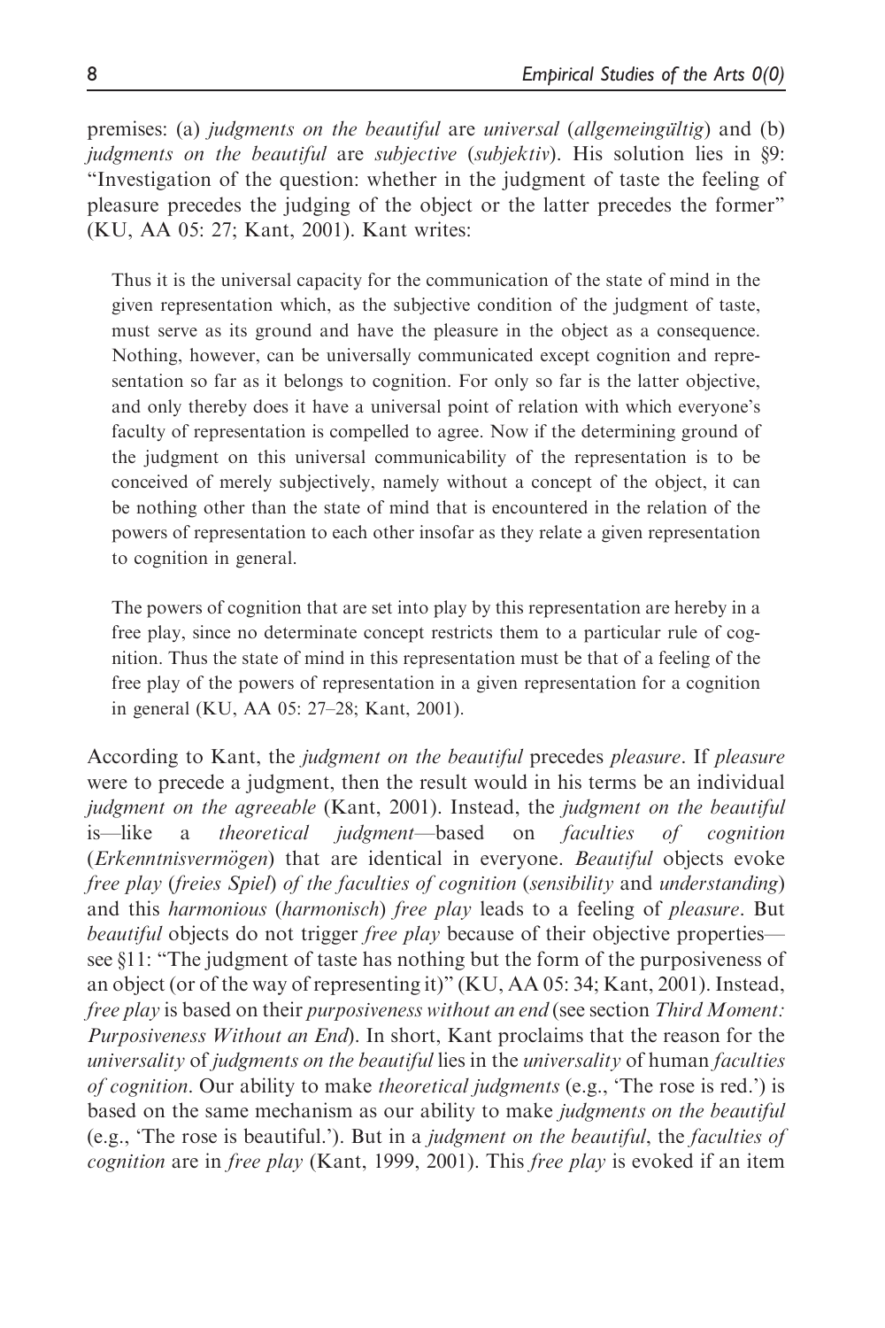premises: (a) *judgments on the beautiful* are *universal* (*allgemeingültig*) and (b) *judgments on the beautiful* are *subjective* (*subjektiv*). His solution lies in §9: "Investigation of the question: whether in the judgment of taste the feeling of pleasure precedes the judging of the object or the latter precedes the former" (KU, AA 05: 27; Kant, 2001). Kant writes:

> Thus it is the universal capacity for the communication of the state of mind in the given representation which, as the subjective condition of the judgment of taste, must serve as its ground and have the pleasure in the object as a consequence. Nothing, however, can be universally communicated except cognition and representation so far as it belongs to cognition. For only so far is the latter objective, and only thereby does it have a universal point of relation with which everyone's faculty of representation is compelled to agree. Now if the determining ground of the judgment on this universal communicability of the representation is to be conceived of merely subjectively, namely without a concept of the object, it can be nothing other than the state of mind that is encountered in the relation of the powers of representation to each other insofar as they relate a given representation to cognition in general.
>
> The powers of cognition that are set into play by this representation are hereby in a free play, since no determinate concept restricts them to a particular rule of cognition. Thus the state of mind in this representation must be that of a feeling of the free play of the powers of representation in a given representation for a cognition in general (KU, AA 05: 27–28; Kant, 2001).

According to Kant, the *judgment on the beautiful* precedes *pleasure*. If *pleasure* were to precede a judgment, then the result would in his terms be an individual *judgment on the agreeable* (Kant, 2001). Instead, the *judgment on the beautiful* is—like a *theoretical judgment*—based on *faculties of cognition* (*Erkenntnisvermögen*) that are identical in everyone. *Beautiful* objects evoke *free play* (*freies Spiel*) *of the faculties of cognition* (*sensibility* and *understanding*) and this *harmonious* (*harmonisch*) *free play* leads to a feeling of *pleasure*. But *beautiful* objects do not trigger *free play* because of their objective properties—see §11: "The judgment of taste has nothing but the form of the purposiveness of an object (or of the way of representing it)" (KU, AA 05: 34; Kant, 2001). Instead, *free play* is based on their *purposiveness without an end* (see section *Third Moment: Purposiveness Without an End*). In short, Kant proclaims that the reason for the *universality* of *judgments on the beautiful* lies in the *universality* of human *faculties of cognition*. Our ability to make *theoretical judgments* (e.g., 'The rose is red.') is based on the same mechanism as our ability to make *judgments on the beautiful* (e.g., 'The rose is beautiful.'). But in a *judgment on the beautiful*, the *faculties of cognition* are in *free play* (Kant, 1999, 2001). This *free play* is evoked if an item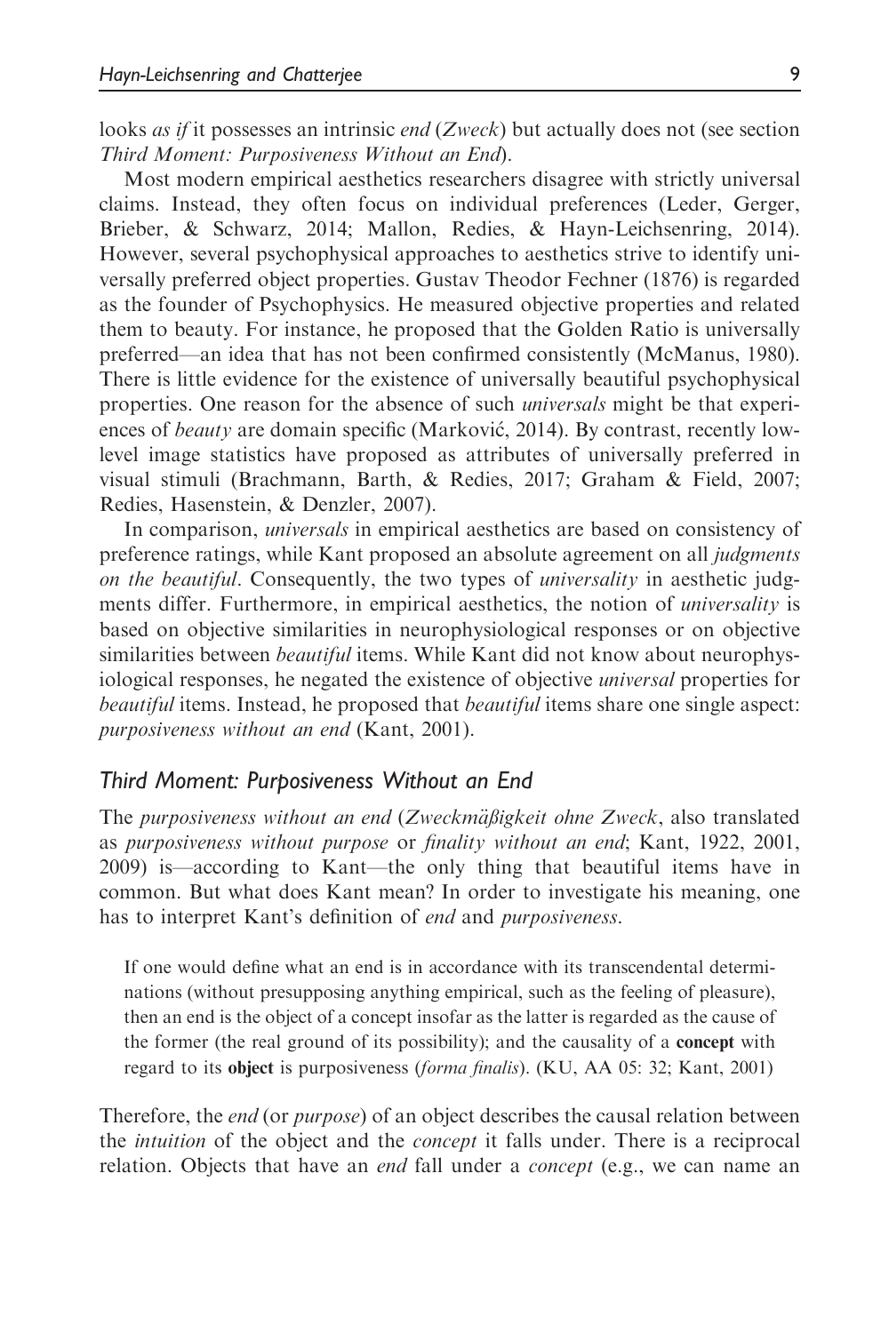looks *as if* it possesses an intrinsic *end* (*Zweck*) but actually does not (see section *Third Moment: Purposiveness Without an End*).

Most modern empirical aesthetics researchers disagree with strictly universal claims. Instead, they often focus on individual preferences (Leder, Gerger, Brieber, & Schwarz, 2014; Mallon, Redies, & Hayn-Leichsenring, 2014). However, several psychophysical approaches to aesthetics strive to identify universally preferred object properties. Gustav Theodor Fechner (1876) is regarded as the founder of Psychophysics. He measured objective properties and related them to beauty. For instance, he proposed that the Golden Ratio is universally preferred—an idea that has not been confirmed consistently (McManus, 1980). There is little evidence for the existence of universally beautiful psychophysical properties. One reason for the absence of such *universals* might be that experiences of *beauty* are domain specific (Marković, 2014). By contrast, recently low-level image statistics have proposed as attributes of universally preferred in visual stimuli (Brachmann, Barth, & Redies, 2017; Graham & Field, 2007; Redies, Hasenstein, & Denzler, 2007).

In comparison, *universals* in empirical aesthetics are based on consistency of preference ratings, while Kant proposed an absolute agreement on all *judgments on the beautiful*. Consequently, the two types of *universality* in aesthetic judgments differ. Furthermore, in empirical aesthetics, the notion of *universality* is based on objective similarities in neurophysiological responses or on objective similarities between *beautiful* items. While Kant did not know about neurophysiological responses, he negated the existence of objective *universal* properties for *beautiful* items. Instead, he proposed that *beautiful* items share one single aspect: *purposiveness without an end* (Kant, 2001).

## *Third Moment: Purposiveness Without an End*

The *purposiveness without an end* (*Zweckmäßigkeit ohne Zweck*, also translated as *purposiveness without purpose* or *finality without an end*; Kant, 1922, 2001, 2009) is—according to Kant—the only thing that beautiful items have in common. But what does Kant mean? In order to investigate his meaning, one has to interpret Kant's definition of *end* and *purposiveness*.

> If one would define what an end is in accordance with its transcendental determinations (without presupposing anything empirical, such as the feeling of pleasure), then an end is the object of a concept insofar as the latter is regarded as the cause of the former (the real ground of its possibility); and the causality of a **concept** with regard to its **object** is purposiveness (*forma finalis*). (KU, AA 05: 32; Kant, 2001)

Therefore, the *end* (or *purpose*) of an object describes the causal relation between the *intuition* of the object and the *concept* it falls under. There is a reciprocal relation. Objects that have an *end* fall under a *concept* (e.g., we can name an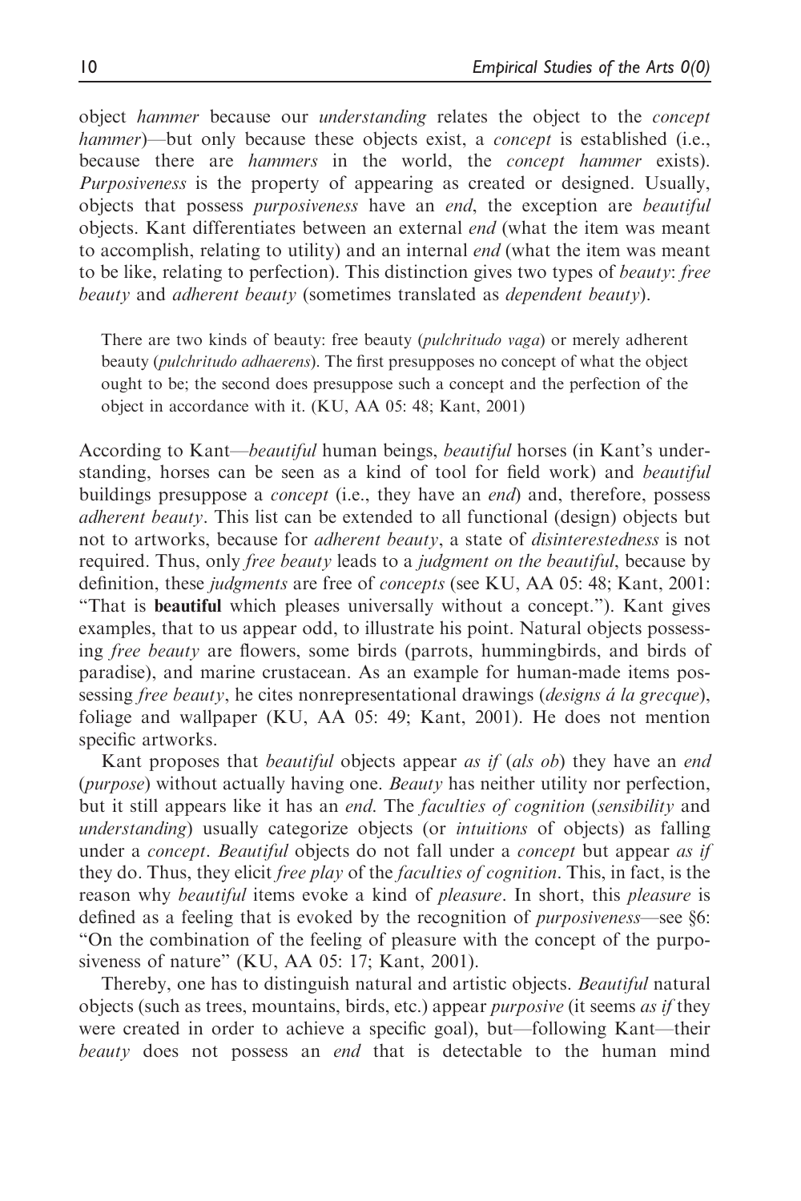object *hammer* because our *understanding* relates the object to the *concept hammer*)—but only because these objects exist, a *concept* is established (i.e., because there are *hammers* in the world, the *concept hammer* exists). *Purposiveness* is the property of appearing as created or designed. Usually, objects that possess *purposiveness* have an *end*, the exception are *beautiful* objects. Kant differentiates between an external *end* (what the item was meant to accomplish, relating to utility) and an internal *end* (what the item was meant to be like, relating to perfection). This distinction gives two types of *beauty*: *free beauty* and *adherent beauty* (sometimes translated as *dependent beauty*).

> There are two kinds of beauty: free beauty (*pulchritudo vaga*) or merely adherent beauty (*pulchritudo adhaerens*). The first presupposes no concept of what the object ought to be; the second does presuppose such a concept and the perfection of the object in accordance with it. (KU, AA 05: 48; Kant, 2001)

According to Kant—*beautiful* human beings, *beautiful* horses (in Kant's understanding, horses can be seen as a kind of tool for field work) and *beautiful* buildings presuppose a *concept* (i.e., they have an *end*) and, therefore, possess *adherent beauty*. This list can be extended to all functional (design) objects but not to artworks, because for *adherent beauty*, a state of *disinterestedness* is not required. Thus, only *free beauty* leads to a *judgment on the beautiful*, because by definition, these *judgments* are free of *concepts* (see KU, AA 05: 48; Kant, 2001: "That is **beautiful** which pleases universally without a concept."). Kant gives examples, that to us appear odd, to illustrate his point. Natural objects possessing *free beauty* are flowers, some birds (parrots, hummingbirds, and birds of paradise), and marine crustacean. As an example for human-made items possessing *free beauty*, he cites nonrepresentational drawings (*designs á la grecque*), foliage and wallpaper (KU, AA 05: 49; Kant, 2001). He does not mention specific artworks.

Kant proposes that *beautiful* objects appear *as if* (*als ob*) they have an *end* (*purpose*) without actually having one. *Beauty* has neither utility nor perfection, but it still appears like it has an *end*. The *faculties of cognition* (*sensibility* and *understanding*) usually categorize objects (or *intuitions* of objects) as falling under a *concept*. *Beautiful* objects do not fall under a *concept* but appear *as if* they do. Thus, they elicit *free play* of the *faculties of cognition*. This, in fact, is the reason why *beautiful* items evoke a kind of *pleasure*. In short, this *pleasure* is defined as a feeling that is evoked by the recognition of *purposiveness*—see §6: "On the combination of the feeling of pleasure with the concept of the purposiveness of nature" (KU, AA 05: 17; Kant, 2001).

Thereby, one has to distinguish natural and artistic objects. *Beautiful* natural objects (such as trees, mountains, birds, etc.) appear *purposive* (it seems *as if* they were created in order to achieve a specific goal), but—following Kant—their *beauty* does not possess an *end* that is detectable to the human mind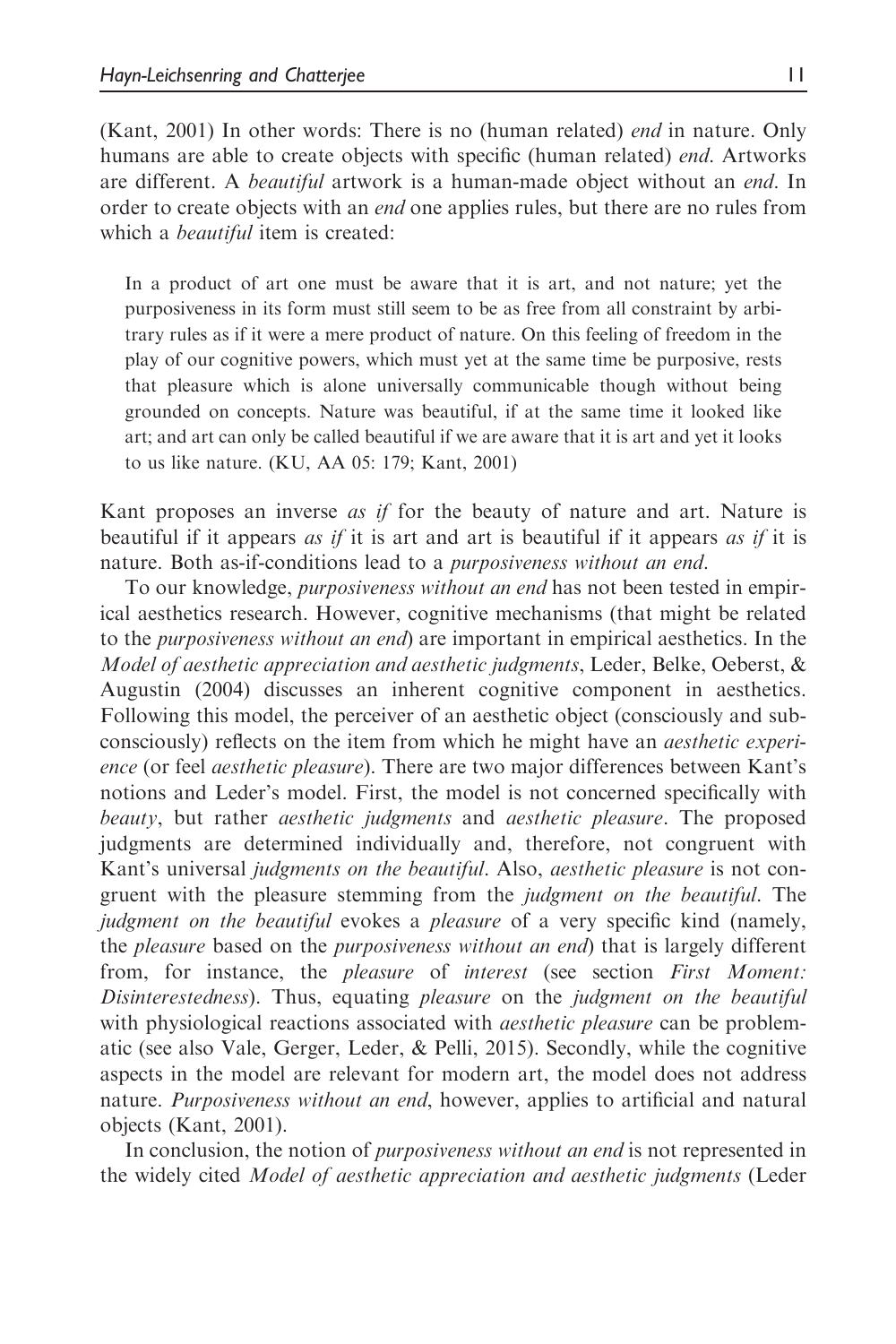(Kant, 2001) In other words: There is no (human related) *end* in nature. Only humans are able to create objects with specific (human related) *end*. Artworks are different. A *beautiful* artwork is a human-made object without an *end*. In order to create objects with an *end* one applies rules, but there are no rules from which a *beautiful* item is created:

> In a product of art one must be aware that it is art, and not nature; yet the purposiveness in its form must still seem to be as free from all constraint by arbitrary rules as if it were a mere product of nature. On this feeling of freedom in the play of our cognitive powers, which must yet at the same time be purposive, rests that pleasure which is alone universally communicable though without being grounded on concepts. Nature was beautiful, if at the same time it looked like art; and art can only be called beautiful if we are aware that it is art and yet it looks to us like nature. (KU, AA 05: 179; Kant, 2001)

Kant proposes an inverse *as if* for the beauty of nature and art. Nature is beautiful if it appears *as if* it is art and art is beautiful if it appears *as if* it is nature. Both as-if-conditions lead to a *purposiveness without an end*.

To our knowledge, *purposiveness without an end* has not been tested in empirical aesthetics research. However, cognitive mechanisms (that might be related to the *purposiveness without an end*) are important in empirical aesthetics. In the *Model of aesthetic appreciation and aesthetic judgments*, Leder, Belke, Oeberst, & Augustin (2004) discusses an inherent cognitive component in aesthetics. Following this model, the perceiver of an aesthetic object (consciously and subconsciously) reflects on the item from which he might have an *aesthetic experience* (or feel *aesthetic pleasure*). There are two major differences between Kant's notions and Leder's model. First, the model is not concerned specifically with *beauty*, but rather *aesthetic judgments* and *aesthetic pleasure*. The proposed judgments are determined individually and, therefore, not congruent with Kant's universal *judgments on the beautiful*. Also, *aesthetic pleasure* is not congruent with the pleasure stemming from the *judgment on the beautiful*. The *judgment on the beautiful* evokes a *pleasure* of a very specific kind (namely, the *pleasure* based on the *purposiveness without an end*) that is largely different from, for instance, the *pleasure* of *interest* (see section *First Moment: Disinterestedness*). Thus, equating *pleasure* on the *judgment on the beautiful* with physiological reactions associated with *aesthetic pleasure* can be problematic (see also Vale, Gerger, Leder, & Pelli, 2015). Secondly, while the cognitive aspects in the model are relevant for modern art, the model does not address nature. *Purposiveness without an end*, however, applies to artificial and natural objects (Kant, 2001).

In conclusion, the notion of *purposiveness without an end* is not represented in the widely cited *Model of aesthetic appreciation and aesthetic judgments* (Leder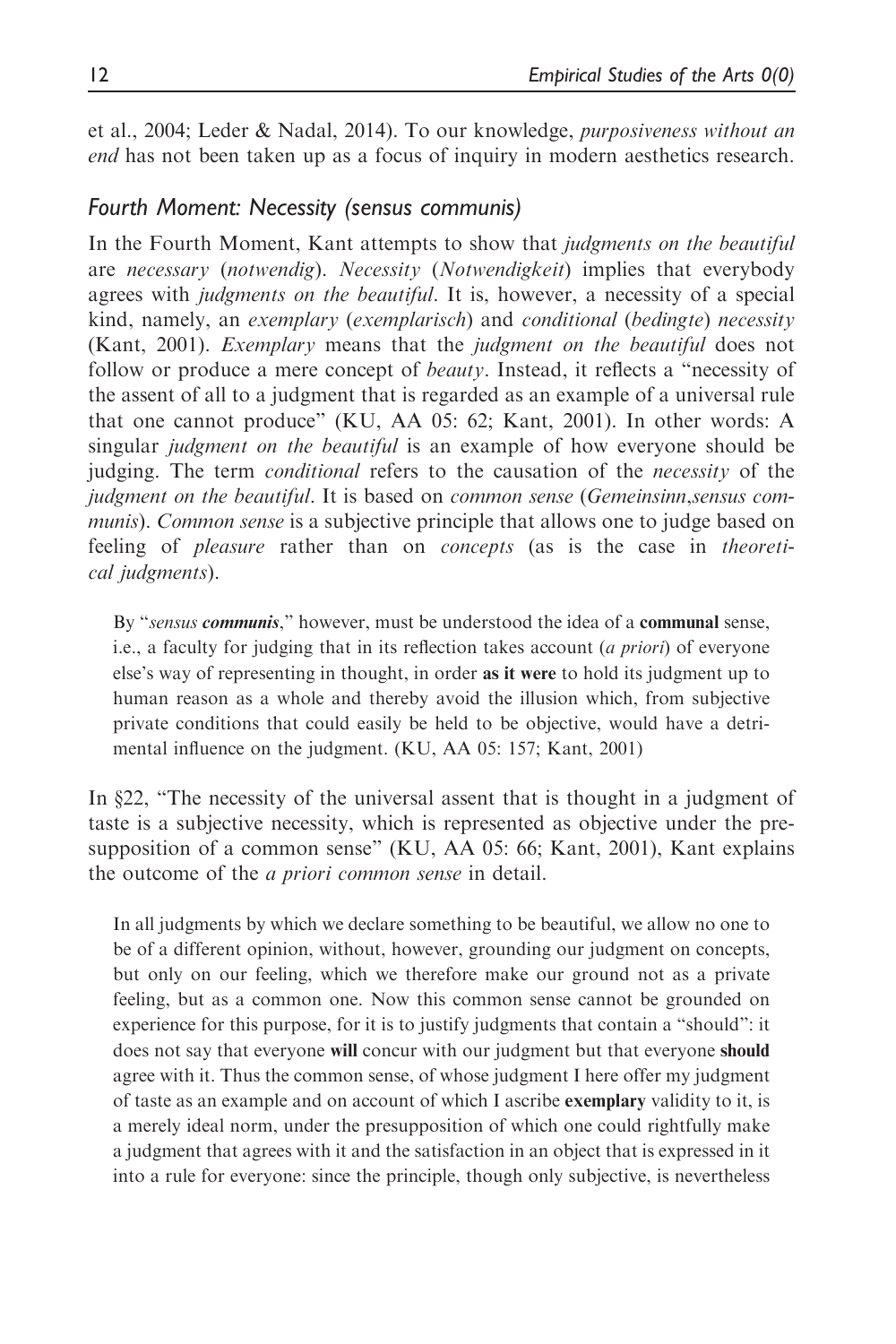et al., 2004; Leder & Nadal, 2014). To our knowledge, *purposiveness without an end* has not been taken up as a focus of inquiry in modern aesthetics research.

### Fourth Moment: Necessity (sensus communis)

In the Fourth Moment, Kant attempts to show that *judgments on the beautiful* are *necessary* (*notwendig*). *Necessity* (*Notwendigkeit*) implies that everybody agrees with *judgments on the beautiful*. It is, however, a necessity of a special kind, namely, an *exemplary* (*exemplarisch*) and *conditional* (*bedingte*) *necessity* (Kant, 2001). *Exemplary* means that the *judgment on the beautiful* does not follow or produce a mere concept of *beauty*. Instead, it reflects a "necessity of the assent of all to a judgment that is regarded as an example of a universal rule that one cannot produce" (KU, AA 05: 62; Kant, 2001). In other words: A singular *judgment on the beautiful* is an example of how everyone should be judging. The term *conditional* refers to the causation of the *necessity* of the *judgment on the beautiful*. It is based on *common sense* (*Gemeinsinn,sensus communis*). *Common sense* is a subjective principle that allows one to judge based on feeling of *pleasure* rather than on *concepts* (as is the case in *theoretical judgments*).

> By "*sensus* ***communis***," however, must be understood the idea of a **communal** sense, i.e., a faculty for judging that in its reflection takes account (*a priori*) of everyone else's way of representing in thought, in order **as it were** to hold its judgment up to human reason as a whole and thereby avoid the illusion which, from subjective private conditions that could easily be held to be objective, would have a detrimental influence on the judgment. (KU, AA 05: 157; Kant, 2001)

In §22, "The necessity of the universal assent that is thought in a judgment of taste is a subjective necessity, which is represented as objective under the presupposition of a common sense" (KU, AA 05: 66; Kant, 2001), Kant explains the outcome of the *a priori common sense* in detail.

> In all judgments by which we declare something to be beautiful, we allow no one to be of a different opinion, without, however, grounding our judgment on concepts, but only on our feeling, which we therefore make our ground not as a private feeling, but as a common one. Now this common sense cannot be grounded on experience for this purpose, for it is to justify judgments that contain a "should": it does not say that everyone **will** concur with our judgment but that everyone **should** agree with it. Thus the common sense, of whose judgment I here offer my judgment of taste as an example and on account of which I ascribe **exemplary** validity to it, is a merely ideal norm, under the presupposition of which one could rightfully make a judgment that agrees with it and the satisfaction in an object that is expressed in it into a rule for everyone: since the principle, though only subjective, is nevertheless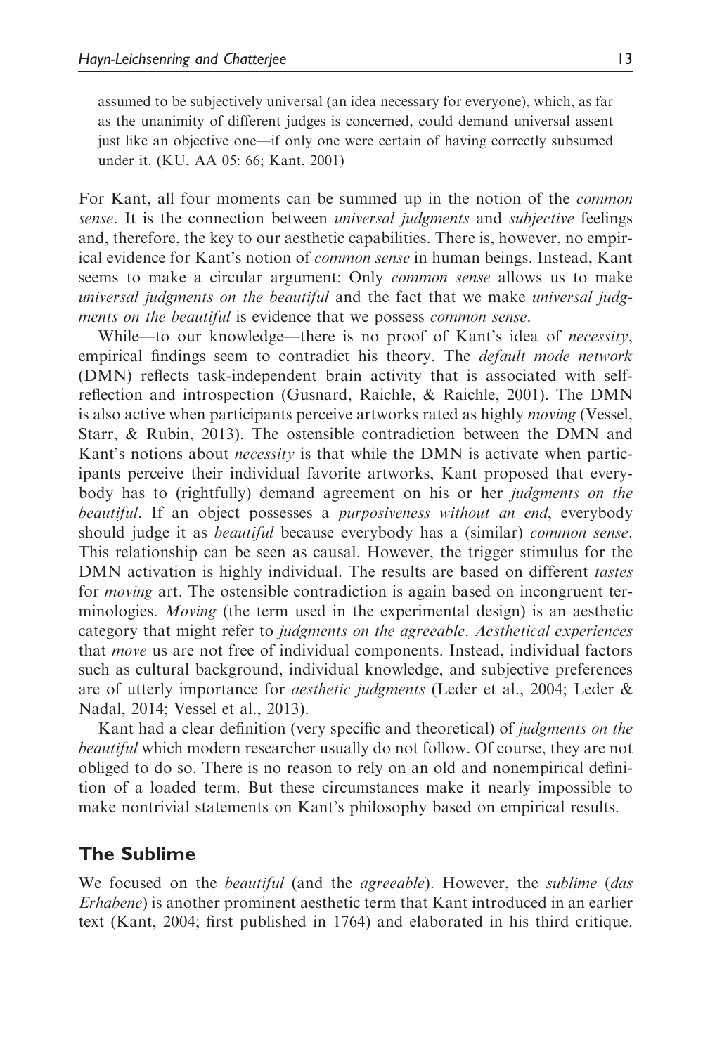assumed to be subjectively universal (an idea necessary for everyone), which, as far as the unanimity of different judges is concerned, could demand universal assent just like an objective one—if only one were certain of having correctly subsumed under it. (KU, AA 05: 66; Kant, 2001)

For Kant, all four moments can be summed up in the notion of the *common sense*. It is the connection between *universal judgments* and *subjective* feelings and, therefore, the key to our aesthetic capabilities. There is, however, no empirical evidence for Kant's notion of *common sense* in human beings. Instead, Kant seems to make a circular argument: Only *common sense* allows us to make *universal judgments on the beautiful* and the fact that we make *universal judgments on the beautiful* is evidence that we possess *common sense*.

While—to our knowledge—there is no proof of Kant's idea of *necessity*, empirical findings seem to contradict his theory. The *default mode network* (DMN) reflects task-independent brain activity that is associated with self-reflection and introspection (Gusnard, Raichle, & Raichle, 2001). The DMN is also active when participants perceive artworks rated as highly *moving* (Vessel, Starr, & Rubin, 2013). The ostensible contradiction between the DMN and Kant's notions about *necessity* is that while the DMN is activate when participants perceive their individual favorite artworks, Kant proposed that everybody has to (rightfully) demand agreement on his or her *judgments on the beautiful*. If an object possesses a *purposiveness without an end*, everybody should judge it as *beautiful* because everybody has a (similar) *common sense*. This relationship can be seen as causal. However, the trigger stimulus for the DMN activation is highly individual. The results are based on different *tastes* for *moving* art. The ostensible contradiction is again based on incongruent terminologies. *Moving* (the term used in the experimental design) is an aesthetic category that might refer to *judgments on the agreeable*. *Aesthetical experiences* that *move* us are not free of individual components. Instead, individual factors such as cultural background, individual knowledge, and subjective preferences are of utterly importance for *aesthetic judgments* (Leder et al., 2004; Leder & Nadal, 2014; Vessel et al., 2013).

Kant had a clear definition (very specific and theoretical) of *judgments on the beautiful* which modern researcher usually do not follow. Of course, they are not obliged to do so. There is no reason to rely on an old and nonempirical definition of a loaded term. But these circumstances make it nearly impossible to make nontrivial statements on Kant's philosophy based on empirical results.

## The Sublime

We focused on the *beautiful* (and the *agreeable*). However, the *sublime* (*das Erhabene*) is another prominent aesthetic term that Kant introduced in an earlier text (Kant, 2004; first published in 1764) and elaborated in his third critique.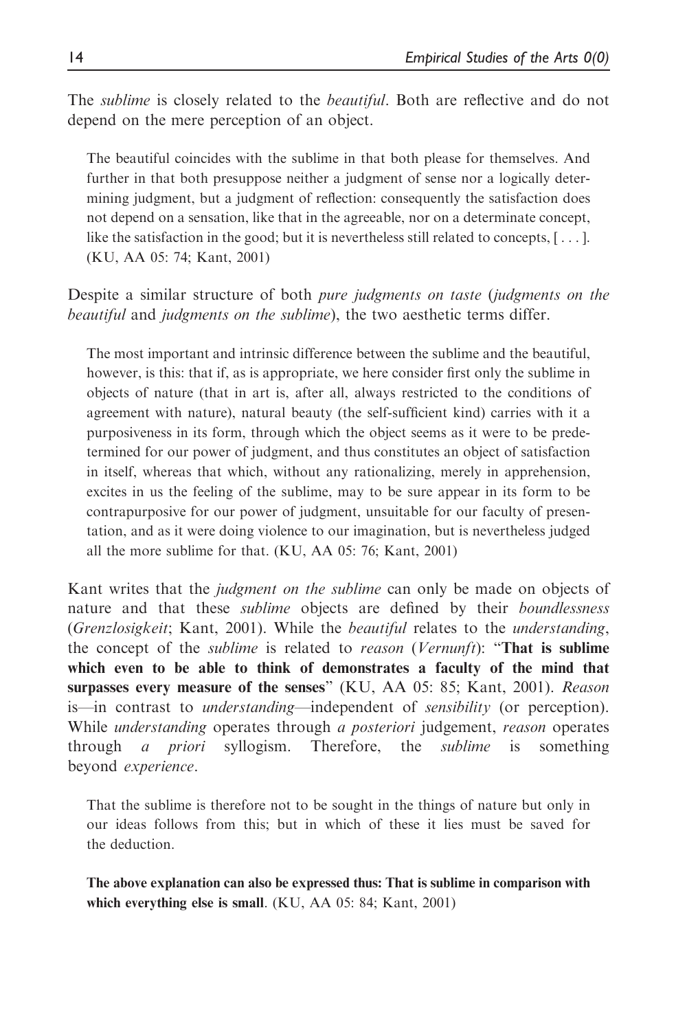The *sublime* is closely related to the *beautiful*. Both are reflective and do not depend on the mere perception of an object.

> The beautiful coincides with the sublime in that both please for themselves. And further in that both presuppose neither a judgment of sense nor a logically determining judgment, but a judgment of reflection: consequently the satisfaction does not depend on a sensation, like that in the agreeable, nor on a determinate concept, like the satisfaction in the good; but it is nevertheless still related to concepts, [ . . . ]. (KU, AA 05: 74; Kant, 2001)

Despite a similar structure of both *pure judgments on taste* (*judgments on the beautiful* and *judgments on the sublime*), the two aesthetic terms differ.

> The most important and intrinsic difference between the sublime and the beautiful, however, is this: that if, as is appropriate, we here consider first only the sublime in objects of nature (that in art is, after all, always restricted to the conditions of agreement with nature), natural beauty (the self-sufficient kind) carries with it a purposiveness in its form, through which the object seems as it were to be predetermined for our power of judgment, and thus constitutes an object of satisfaction in itself, whereas that which, without any rationalizing, merely in apprehension, excites in us the feeling of the sublime, may to be sure appear in its form to be contrapurposive for our power of judgment, unsuitable for our faculty of presentation, and as it were doing violence to our imagination, but is nevertheless judged all the more sublime for that. (KU, AA 05: 76; Kant, 2001)

Kant writes that the *judgment on the sublime* can only be made on objects of nature and that these *sublime* objects are defined by their *boundlessness* (*Grenzlosigkeit*; Kant, 2001). While the *beautiful* relates to the *understanding*, the concept of the *sublime* is related to *reason* (*Vernunft*): "**That is sublime which even to be able to think of demonstrates a faculty of the mind that surpasses every measure of the senses**" (KU, AA 05: 85; Kant, 2001). *Reason* is—in contrast to *understanding*—independent of *sensibility* (or perception). While *understanding* operates through *a posteriori* judgement, *reason* operates through *a priori* syllogism. Therefore, the *sublime* is something beyond *experience*.

> That the sublime is therefore not to be sought in the things of nature but only in our ideas follows from this; but in which of these it lies must be saved for the deduction.
>
> **The above explanation can also be expressed thus: That is sublime in comparison with which everything else is small**. (KU, AA 05: 84; Kant, 2001)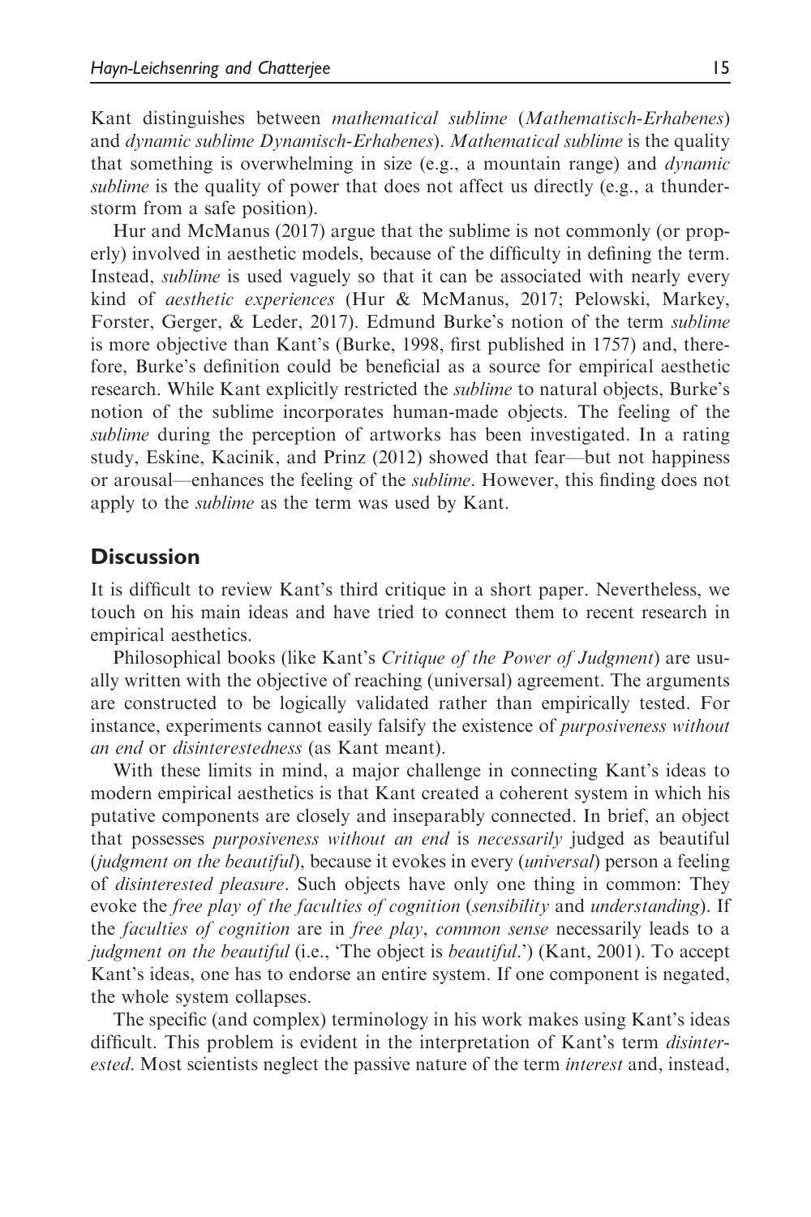Kant distinguishes between *mathematical sublime* (*Mathematisch-Erhabenes*) and *dynamic sublime Dynamisch-Erhabenes*). *Mathematical sublime* is the quality that something is overwhelming in size (e.g., a mountain range) and *dynamic sublime* is the quality of power that does not affect us directly (e.g., a thunderstorm from a safe position).

Hur and McManus (2017) argue that the sublime is not commonly (or properly) involved in aesthetic models, because of the difficulty in defining the term. Instead, *sublime* is used vaguely so that it can be associated with nearly every kind of *aesthetic experiences* (Hur & McManus, 2017; Pelowski, Markey, Forster, Gerger, & Leder, 2017). Edmund Burke's notion of the term *sublime* is more objective than Kant's (Burke, 1998, first published in 1757) and, therefore, Burke's definition could be beneficial as a source for empirical aesthetic research. While Kant explicitly restricted the *sublime* to natural objects, Burke's notion of the sublime incorporates human-made objects. The feeling of the *sublime* during the perception of artworks has been investigated. In a rating study, Eskine, Kacinik, and Prinz (2012) showed that fear—but not happiness or arousal—enhances the feeling of the *sublime*. However, this finding does not apply to the *sublime* as the term was used by Kant.

## Discussion

It is difficult to review Kant's third critique in a short paper. Nevertheless, we touch on his main ideas and have tried to connect them to recent research in empirical aesthetics.

Philosophical books (like Kant's *Critique of the Power of Judgment*) are usually written with the objective of reaching (universal) agreement. The arguments are constructed to be logically validated rather than empirically tested. For instance, experiments cannot easily falsify the existence of *purposiveness without an end* or *disinterestedness* (as Kant meant).

With these limits in mind, a major challenge in connecting Kant's ideas to modern empirical aesthetics is that Kant created a coherent system in which his putative components are closely and inseparably connected. In brief, an object that possesses *purposiveness without an end* is *necessarily* judged as beautiful (*judgment on the beautiful*), because it evokes in every (*universal*) person a feeling of *disinterested pleasure*. Such objects have only one thing in common: They evoke the *free play of the faculties of cognition* (*sensibility* and *understanding*). If the *faculties of cognition* are in *free play*, *common sense* necessarily leads to a *judgment on the beautiful* (i.e., 'The object is *beautiful*.') (Kant, 2001). To accept Kant's ideas, one has to endorse an entire system. If one component is negated, the whole system collapses.

The specific (and complex) terminology in his work makes using Kant's ideas difficult. This problem is evident in the interpretation of Kant's term *disinterested*. Most scientists neglect the passive nature of the term *interest* and, instead,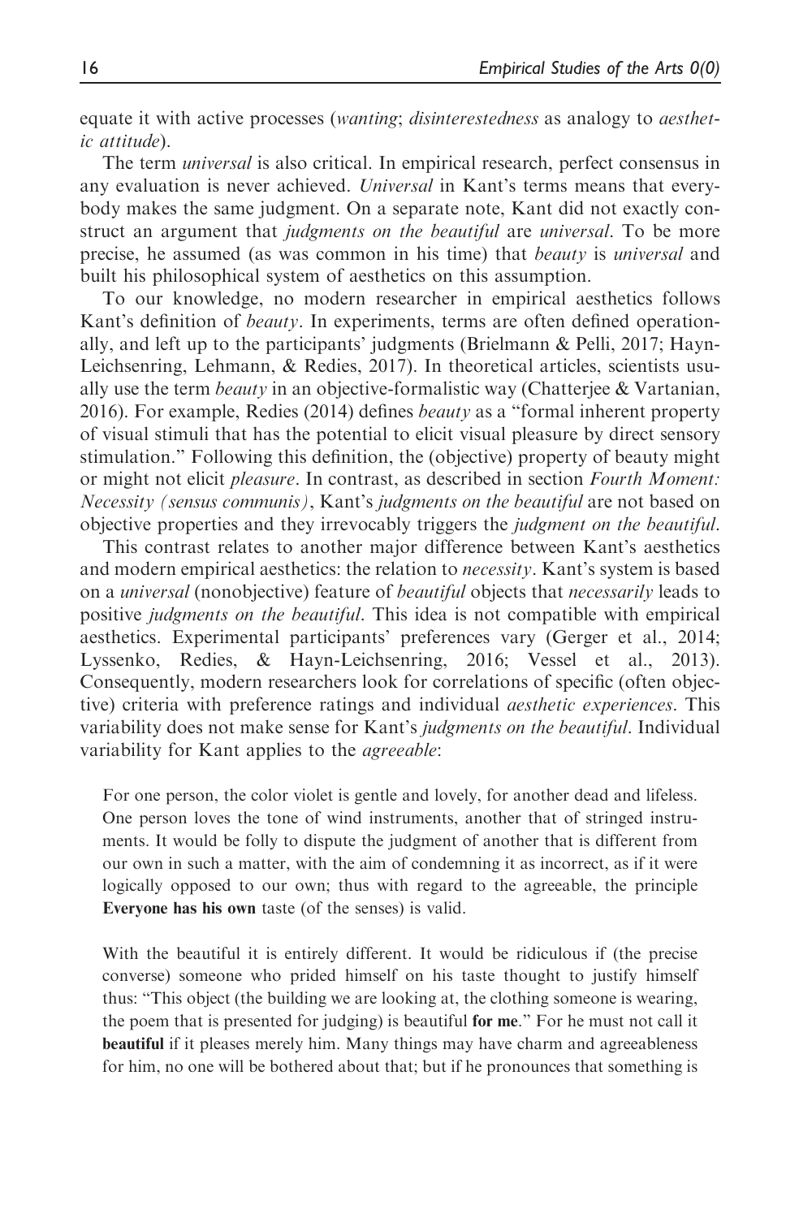equate it with active processes (*wanting*; *disinterestedness* as analogy to *aesthetic attitude*).

The term *universal* is also critical. In empirical research, perfect consensus in any evaluation is never achieved. *Universal* in Kant's terms means that everybody makes the same judgment. On a separate note, Kant did not exactly construct an argument that *judgments on the beautiful* are *universal*. To be more precise, he assumed (as was common in his time) that *beauty* is *universal* and built his philosophical system of aesthetics on this assumption.

To our knowledge, no modern researcher in empirical aesthetics follows Kant's definition of *beauty*. In experiments, terms are often defined operationally, and left up to the participants' judgments (Brielmann & Pelli, 2017; Hayn-Leichsenring, Lehmann, & Redies, 2017). In theoretical articles, scientists usually use the term *beauty* in an objective-formalistic way (Chatterjee & Vartanian, 2016). For example, Redies (2014) defines *beauty* as a "formal inherent property of visual stimuli that has the potential to elicit visual pleasure by direct sensory stimulation." Following this definition, the (objective) property of beauty might or might not elicit *pleasure*. In contrast, as described in section *Fourth Moment: Necessity (sensus communis)*, Kant's *judgments on the beautiful* are not based on objective properties and they irrevocably triggers the *judgment on the beautiful*.

This contrast relates to another major difference between Kant's aesthetics and modern empirical aesthetics: the relation to *necessity*. Kant's system is based on a *universal* (nonobjective) feature of *beautiful* objects that *necessarily* leads to positive *judgments on the beautiful*. This idea is not compatible with empirical aesthetics. Experimental participants' preferences vary (Gerger et al., 2014; Lyssenko, Redies, & Hayn-Leichsenring, 2016; Vessel et al., 2013). Consequently, modern researchers look for correlations of specific (often objective) criteria with preference ratings and individual *aesthetic experiences*. This variability does not make sense for Kant's *judgments on the beautiful*. Individual variability for Kant applies to the *agreeable*:

> For one person, the color violet is gentle and lovely, for another dead and lifeless. One person loves the tone of wind instruments, another that of stringed instruments. It would be folly to dispute the judgment of another that is different from our own in such a matter, with the aim of condemning it as incorrect, as if it were logically opposed to our own; thus with regard to the agreeable, the principle **Everyone has his own** taste (of the senses) is valid.
>
> With the beautiful it is entirely different. It would be ridiculous if (the precise converse) someone who prided himself on his taste thought to justify himself thus: "This object (the building we are looking at, the clothing someone is wearing, the poem that is presented for judging) is beautiful **for me**." For he must not call it **beautiful** if it pleases merely him. Many things may have charm and agreeableness for him, no one will be bothered about that; but if he pronounces that something is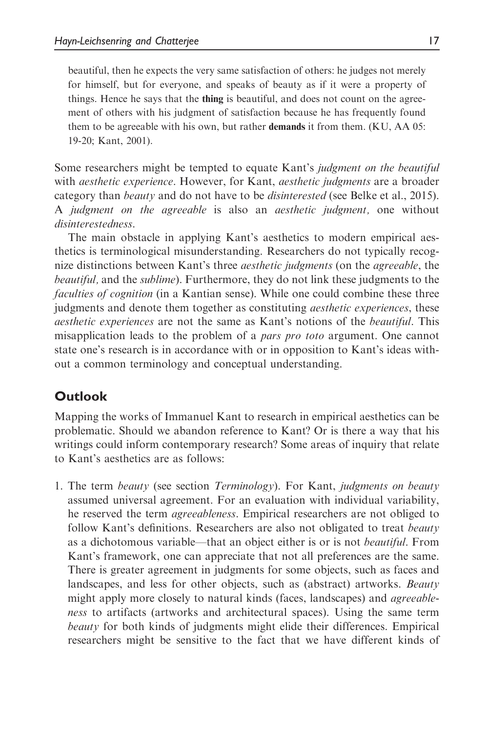beautiful, then he expects the very same satisfaction of others: he judges not merely for himself, but for everyone, and speaks of beauty as if it were a property of things. Hence he says that the **thing** is beautiful, and does not count on the agreement of others with his judgment of satisfaction because he has frequently found them to be agreeable with his own, but rather **demands** it from them. (KU, AA 05: 19-20; Kant, 2001).

Some researchers might be tempted to equate Kant's *judgment on the beautiful* with *aesthetic experience*. However, for Kant, *aesthetic judgments* are a broader category than *beauty* and do not have to be *disinterested* (see Belke et al., 2015). A *judgment on the agreeable* is also an *aesthetic judgment,* one without *disinterestedness*.

The main obstacle in applying Kant's aesthetics to modern empirical aesthetics is terminological misunderstanding. Researchers do not typically recognize distinctions between Kant's three *aesthetic judgments* (on the *agreeable*, the *beautiful,* and the *sublime*). Furthermore, they do not link these judgments to the *faculties of cognition* (in a Kantian sense). While one could combine these three judgments and denote them together as constituting *aesthetic experiences*, these *aesthetic experiences* are not the same as Kant's notions of the *beautiful*. This misapplication leads to the problem of a *pars pro toto* argument. One cannot state one's research is in accordance with or in opposition to Kant's ideas without a common terminology and conceptual understanding.

## Outlook

Mapping the works of Immanuel Kant to research in empirical aesthetics can be problematic. Should we abandon reference to Kant? Or is there a way that his writings could inform contemporary research? Some areas of inquiry that relate to Kant's aesthetics are as follows:

1. The term *beauty* (see section *Terminology*). For Kant, *judgments on beauty* assumed universal agreement. For an evaluation with individual variability, he reserved the term *agreeableness*. Empirical researchers are not obliged to follow Kant's definitions. Researchers are also not obligated to treat *beauty* as a dichotomous variable—that an object either is or is not *beautiful*. From Kant's framework, one can appreciate that not all preferences are the same. There is greater agreement in judgments for some objects, such as faces and landscapes, and less for other objects, such as (abstract) artworks. *Beauty* might apply more closely to natural kinds (faces, landscapes) and *agreeableness* to artifacts (artworks and architectural spaces). Using the same term *beauty* for both kinds of judgments might elide their differences. Empirical researchers might be sensitive to the fact that we have different kinds of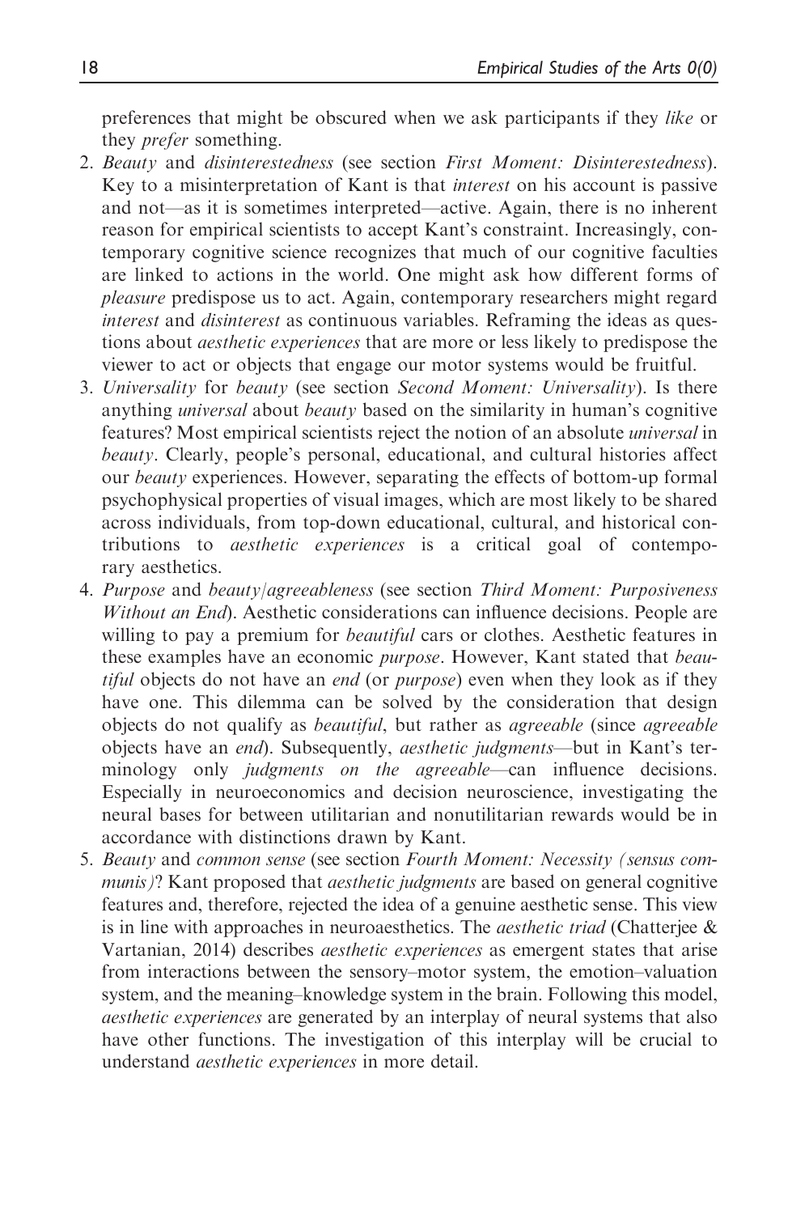preferences that might be obscured when we ask participants if they *like* or they *prefer* something.

2. *Beauty* and *disinterestedness* (see section *First Moment: Disinterestedness*). Key to a misinterpretation of Kant is that *interest* on his account is passive and not—as it is sometimes interpreted—active. Again, there is no inherent reason for empirical scientists to accept Kant's constraint. Increasingly, contemporary cognitive science recognizes that much of our cognitive faculties are linked to actions in the world. One might ask how different forms of *pleasure* predispose us to act. Again, contemporary researchers might regard *interest* and *disinterest* as continuous variables. Reframing the ideas as questions about *aesthetic experiences* that are more or less likely to predispose the viewer to act or objects that engage our motor systems would be fruitful.
3. *Universality* for *beauty* (see section *Second Moment: Universality*). Is there anything *universal* about *beauty* based on the similarity in human's cognitive features? Most empirical scientists reject the notion of an absolute *universal* in *beauty*. Clearly, people's personal, educational, and cultural histories affect our *beauty* experiences. However, separating the effects of bottom-up formal psychophysical properties of visual images, which are most likely to be shared across individuals, from top-down educational, cultural, and historical contributions to *aesthetic experiences* is a critical goal of contemporary aesthetics.
4. *Purpose* and *beauty/agreeableness* (see section *Third Moment: Purposiveness Without an End*). Aesthetic considerations can influence decisions. People are willing to pay a premium for *beautiful* cars or clothes. Aesthetic features in these examples have an economic *purpose*. However, Kant stated that *beautiful* objects do not have an *end* (or *purpose*) even when they look as if they have one. This dilemma can be solved by the consideration that design objects do not qualify as *beautiful*, but rather as *agreeable* (since *agreeable* objects have an *end*). Subsequently, *aesthetic judgments*—but in Kant's terminology only *judgments on the agreeable*—can influence decisions. Especially in neuroeconomics and decision neuroscience, investigating the neural bases for between utilitarian and nonutilitarian rewards would be in accordance with distinctions drawn by Kant.
5. *Beauty* and *common sense* (see section *Fourth Moment: Necessity (sensus communis)*? Kant proposed that *aesthetic judgments* are based on general cognitive features and, therefore, rejected the idea of a genuine aesthetic sense. This view is in line with approaches in neuroaesthetics. The *aesthetic triad* (Chatterjee & Vartanian, 2014) describes *aesthetic experiences* as emergent states that arise from interactions between the sensory–motor system, the emotion–valuation system, and the meaning–knowledge system in the brain. Following this model, *aesthetic experiences* are generated by an interplay of neural systems that also have other functions. The investigation of this interplay will be crucial to understand *aesthetic experiences* in more detail.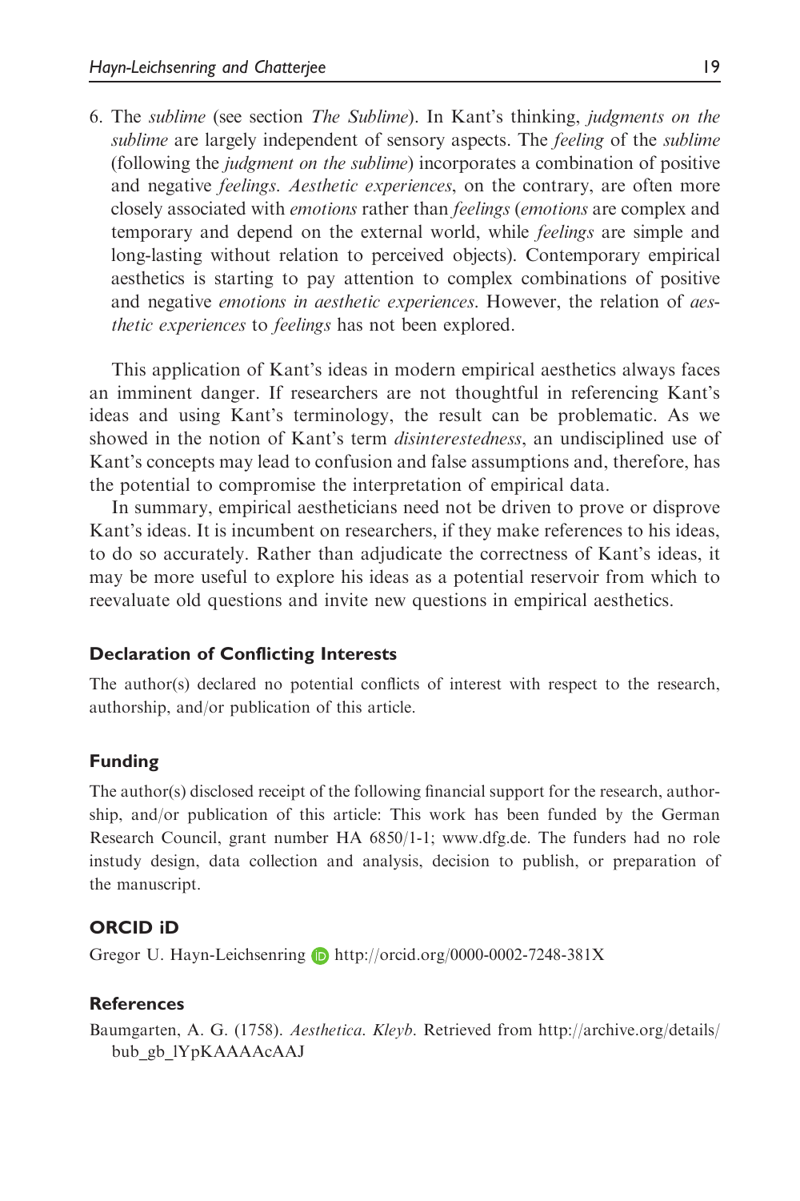6. The *sublime* (see section *The Sublime*). In Kant's thinking, *judgments on the sublime* are largely independent of sensory aspects. The *feeling* of the *sublime* (following the *judgment on the sublime*) incorporates a combination of positive and negative *feelings*. *Aesthetic experiences*, on the contrary, are often more closely associated with *emotions* rather than *feelings* (*emotions* are complex and temporary and depend on the external world, while *feelings* are simple and long-lasting without relation to perceived objects). Contemporary empirical aesthetics is starting to pay attention to complex combinations of positive and negative *emotions in aesthetic experiences*. However, the relation of *aesthetic experiences* to *feelings* has not been explored.

This application of Kant's ideas in modern empirical aesthetics always faces an imminent danger. If researchers are not thoughtful in referencing Kant's ideas and using Kant's terminology, the result can be problematic. As we showed in the notion of Kant's term *disinterestedness*, an undisciplined use of Kant's concepts may lead to confusion and false assumptions and, therefore, has the potential to compromise the interpretation of empirical data.

In summary, empirical aestheticians need not be driven to prove or disprove Kant's ideas. It is incumbent on researchers, if they make references to his ideas, to do so accurately. Rather than adjudicate the correctness of Kant's ideas, it may be more useful to explore his ideas as a potential reservoir from which to reevaluate old questions and invite new questions in empirical aesthetics.

### Declaration of Conflicting Interests

The author(s) declared no potential conflicts of interest with respect to the research, authorship, and/or publication of this article.

### Funding

The author(s) disclosed receipt of the following financial support for the research, authorship, and/or publication of this article: This work has been funded by the German Research Council, grant number HA 6850/1-1; www.dfg.de. The funders had no role instudy design, data collection and analysis, decision to publish, or preparation of the manuscript.

### ORCID iD

Gregor U. Hayn-Leichsenring http://orcid.org/0000-0002-7248-381X

### References

Baumgarten, A. G. (1758). *Aesthetica. Kleyb*. Retrieved from http://archive.org/details/bub_gb_lYpKAAAAcAAJ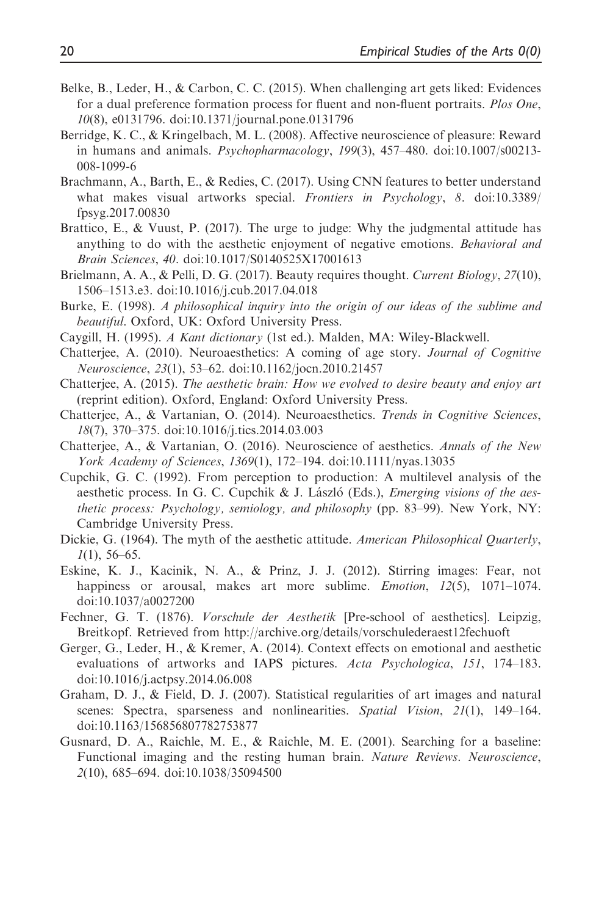Belke, B., Leder, H., & Carbon, C. C. (2015). When challenging art gets liked: Evidences for a dual preference formation process for fluent and non-fluent portraits. *Plos One*, *10*(8), e0131796. doi:10.1371/journal.pone.0131796

Berridge, K. C., & Kringelbach, M. L. (2008). Affective neuroscience of pleasure: Reward in humans and animals. *Psychopharmacology*, *199*(3), 457–480. doi:10.1007/s00213-008-1099-6

Brachmann, A., Barth, E., & Redies, C. (2017). Using CNN features to better understand what makes visual artworks special. *Frontiers in Psychology*, *8*. doi:10.3389/fpsyg.2017.00830

Brattico, E., & Vuust, P. (2017). The urge to judge: Why the judgmental attitude has anything to do with the aesthetic enjoyment of negative emotions. *Behavioral and Brain Sciences*, *40*. doi:10.1017/S0140525X17001613

Brielmann, A. A., & Pelli, D. G. (2017). Beauty requires thought. *Current Biology*, *27*(10), 1506–1513.e3. doi:10.1016/j.cub.2017.04.018

Burke, E. (1998). *A philosophical inquiry into the origin of our ideas of the sublime and beautiful*. Oxford, UK: Oxford University Press.

Caygill, H. (1995). *A Kant dictionary* (1st ed.). Malden, MA: Wiley-Blackwell.

Chatterjee, A. (2010). Neuroaesthetics: A coming of age story. *Journal of Cognitive Neuroscience*, *23*(1), 53–62. doi:10.1162/jocn.2010.21457

Chatterjee, A. (2015). *The aesthetic brain: How we evolved to desire beauty and enjoy art* (reprint edition). Oxford, England: Oxford University Press.

Chatterjee, A., & Vartanian, O. (2014). Neuroaesthetics. *Trends in Cognitive Sciences*, *18*(7), 370–375. doi:10.1016/j.tics.2014.03.003

Chatterjee, A., & Vartanian, O. (2016). Neuroscience of aesthetics. *Annals of the New York Academy of Sciences*, *1369*(1), 172–194. doi:10.1111/nyas.13035

Cupchik, G. C. (1992). From perception to production: A multilevel analysis of the aesthetic process. In G. C. Cupchik & J. László (Eds.), *Emerging visions of the aesthetic process: Psychology, semiology, and philosophy* (pp. 83–99). New York, NY: Cambridge University Press.

Dickie, G. (1964). The myth of the aesthetic attitude. *American Philosophical Quarterly*, *1*(1), 56–65.

Eskine, K. J., Kacinik, N. A., & Prinz, J. J. (2012). Stirring images: Fear, not happiness or arousal, makes art more sublime. *Emotion*, *12*(5), 1071–1074. doi:10.1037/a0027200

Fechner, G. T. (1876). *Vorschule der Aesthetik* [Pre-school of aesthetics]. Leipzig, Breitkopf. Retrieved from http://archive.org/details/vorschulederaest12fechuoft

Gerger, G., Leder, H., & Kremer, A. (2014). Context effects on emotional and aesthetic evaluations of artworks and IAPS pictures. *Acta Psychologica*, *151*, 174–183. doi:10.1016/j.actpsy.2014.06.008

Graham, D. J., & Field, D. J. (2007). Statistical regularities of art images and natural scenes: Spectra, sparseness and nonlinearities. *Spatial Vision*, *21*(1), 149–164. doi:10.1163/156856807782753877

Gusnard, D. A., Raichle, M. E., & Raichle, M. E. (2001). Searching for a baseline: Functional imaging and the resting human brain. *Nature Reviews. Neuroscience*, *2*(10), 685–694. doi:10.1038/35094500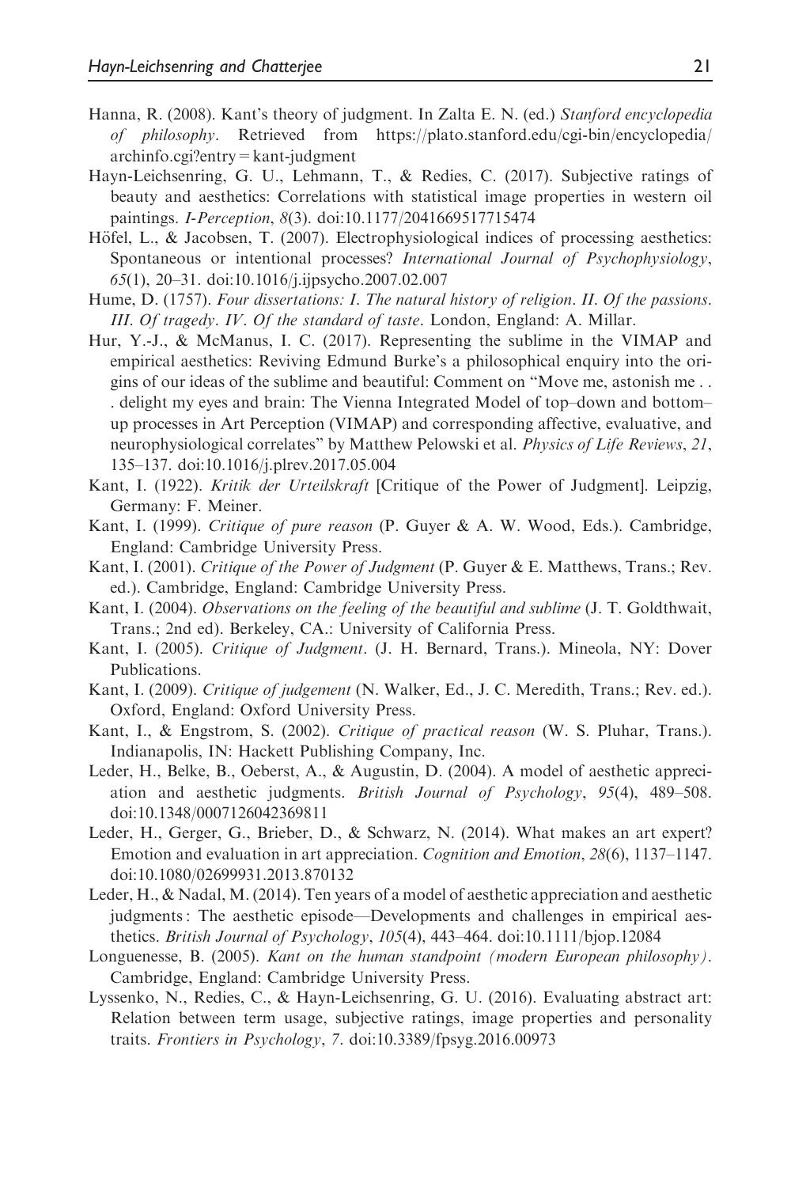Hanna, R. (2008). Kant's theory of judgment. In Zalta E. N. (ed.) *Stanford encyclopedia of philosophy*. Retrieved from https://plato.stanford.edu/cgi-bin/encyclopedia/archinfo.cgi?entry=kant-judgment

Hayn-Leichsenring, G. U., Lehmann, T., & Redies, C. (2017). Subjective ratings of beauty and aesthetics: Correlations with statistical image properties in western oil paintings. *I-Perception*, *8*(3). doi:10.1177/2041669517715474

Höfel, L., & Jacobsen, T. (2007). Electrophysiological indices of processing aesthetics: Spontaneous or intentional processes? *International Journal of Psychophysiology*, *65*(1), 20–31. doi:10.1016/j.ijpsycho.2007.02.007

Hume, D. (1757). *Four dissertations: I. The natural history of religion. II. Of the passions. III. Of tragedy. IV. Of the standard of taste*. London, England: A. Millar.

Hur, Y.-J., & McManus, I. C. (2017). Representing the sublime in the VIMAP and empirical aesthetics: Reviving Edmund Burke's a philosophical enquiry into the origins of our ideas of the sublime and beautiful: Comment on "Move me, astonish me . . . delight my eyes and brain: The Vienna Integrated Model of top–down and bottom–up processes in Art Perception (VIMAP) and corresponding affective, evaluative, and neurophysiological correlates" by Matthew Pelowski et al. *Physics of Life Reviews*, *21*, 135–137. doi:10.1016/j.plrev.2017.05.004

Kant, I. (1922). *Kritik der Urteilskraft* [Critique of the Power of Judgment]. Leipzig, Germany: F. Meiner.

Kant, I. (1999). *Critique of pure reason* (P. Guyer & A. W. Wood, Eds.). Cambridge, England: Cambridge University Press.

Kant, I. (2001). *Critique of the Power of Judgment* (P. Guyer & E. Matthews, Trans.; Rev. ed.). Cambridge, England: Cambridge University Press.

Kant, I. (2004). *Observations on the feeling of the beautiful and sublime* (J. T. Goldthwait, Trans.; 2nd ed). Berkeley, CA.: University of California Press.

Kant, I. (2005). *Critique of Judgment*. (J. H. Bernard, Trans.). Mineola, NY: Dover Publications.

Kant, I. (2009). *Critique of judgement* (N. Walker, Ed., J. C. Meredith, Trans.; Rev. ed.). Oxford, England: Oxford University Press.

Kant, I., & Engstrom, S. (2002). *Critique of practical reason* (W. S. Pluhar, Trans.). Indianapolis, IN: Hackett Publishing Company, Inc.

Leder, H., Belke, B., Oeberst, A., & Augustin, D. (2004). A model of aesthetic appreciation and aesthetic judgments. *British Journal of Psychology*, *95*(4), 489–508. doi:10.1348/0007126042369811

Leder, H., Gerger, G., Brieber, D., & Schwarz, N. (2014). What makes an art expert? Emotion and evaluation in art appreciation. *Cognition and Emotion*, *28*(6), 1137–1147. doi:10.1080/02699931.2013.870132

Leder, H., & Nadal, M. (2014). Ten years of a model of aesthetic appreciation and aesthetic judgments : The aesthetic episode—Developments and challenges in empirical aesthetics. *British Journal of Psychology*, *105*(4), 443–464. doi:10.1111/bjop.12084

Longuenesse, B. (2005). *Kant on the human standpoint (modern European philosophy)*. Cambridge, England: Cambridge University Press.

Lyssenko, N., Redies, C., & Hayn-Leichsenring, G. U. (2016). Evaluating abstract art: Relation between term usage, subjective ratings, image properties and personality traits. *Frontiers in Psychology*, *7*. doi:10.3389/fpsyg.2016.00973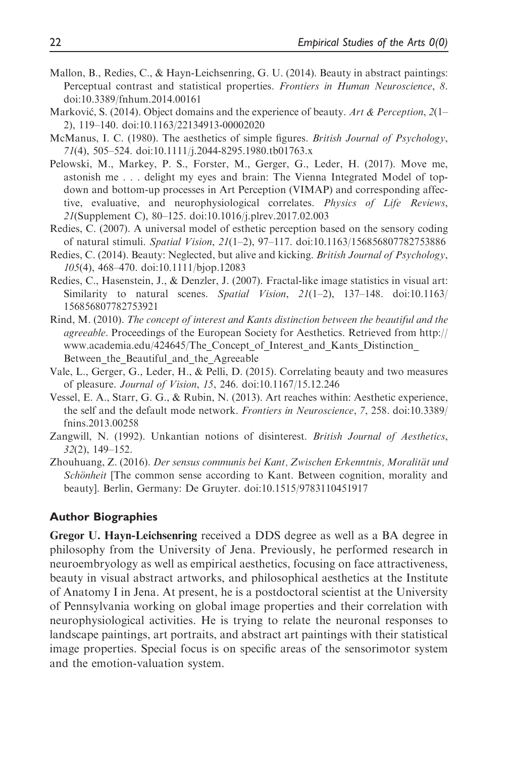Mallon, B., Redies, C., & Hayn-Leichsenring, G. U. (2014). Beauty in abstract paintings: Perceptual contrast and statistical properties. *Frontiers in Human Neuroscience*, *8*. doi:10.3389/fnhum.2014.00161

Marković, S. (2014). Object domains and the experience of beauty. *Art & Perception*, *2*(1–2), 119–140. doi:10.1163/22134913-00002020

McManus, I. C. (1980). The aesthetics of simple figures. *British Journal of Psychology*, *71*(4), 505–524. doi:10.1111/j.2044-8295.1980.tb01763.x

Pelowski, M., Markey, P. S., Forster, M., Gerger, G., Leder, H. (2017). Move me, astonish me . . . delight my eyes and brain: The Vienna Integrated Model of top-down and bottom-up processes in Art Perception (VIMAP) and corresponding affective, evaluative, and neurophysiological correlates. *Physics of Life Reviews*, *21*(Supplement C), 80–125. doi:10.1016/j.plrev.2017.02.003

Redies, C. (2007). A universal model of esthetic perception based on the sensory coding of natural stimuli. *Spatial Vision*, *21*(1–2), 97–117. doi:10.1163/156856807782753886

Redies, C. (2014). Beauty: Neglected, but alive and kicking. *British Journal of Psychology*, *105*(4), 468–470. doi:10.1111/bjop.12083

Redies, C., Hasenstein, J., & Denzler, J. (2007). Fractal-like image statistics in visual art: Similarity to natural scenes. *Spatial Vision*, *21*(1–2), 137–148. doi:10.1163/156856807782753921

Rind, M. (2010). *The concept of interest and Kants distinction between the beautiful and the agreeable*. Proceedings of the European Society for Aesthetics. Retrieved from http://www.academia.edu/424645/The_Concept_of_Interest_and_Kants_Distinction_Between_the_Beautiful_and_the_Agreeable

Vale, L., Gerger, G., Leder, H., & Pelli, D. (2015). Correlating beauty and two measures of pleasure. *Journal of Vision*, *15*, 246. doi:10.1167/15.12.246

Vessel, E. A., Starr, G. G., & Rubin, N. (2013). Art reaches within: Aesthetic experience, the self and the default mode network. *Frontiers in Neuroscience*, *7*, 258. doi:10.3389/fnins.2013.00258

Zangwill, N. (1992). Unkantian notions of disinterest. *British Journal of Aesthetics*, *32*(2), 149–152.

Zhouhuang, Z. (2016). *Der sensus communis bei Kant, Zwischen Erkenntnis, Moralität und Schönheit* [The common sense according to Kant. Between cognition, morality and beauty]. Berlin, Germany: De Gruyter. doi:10.1515/9783110451917

## Author Biographies

**Gregor U. Hayn-Leichsenring** received a DDS degree as well as a BA degree in philosophy from the University of Jena. Previously, he performed research in neuroembryology as well as empirical aesthetics, focusing on face attractiveness, beauty in visual abstract artworks, and philosophical aesthetics at the Institute of Anatomy I in Jena. At present, he is a postdoctoral scientist at the University of Pennsylvania working on global image properties and their correlation with neurophysiological activities. He is trying to relate the neuronal responses to landscape paintings, art portraits, and abstract art paintings with their statistical image properties. Special focus is on specific areas of the sensorimotor system and the emotion-valuation system.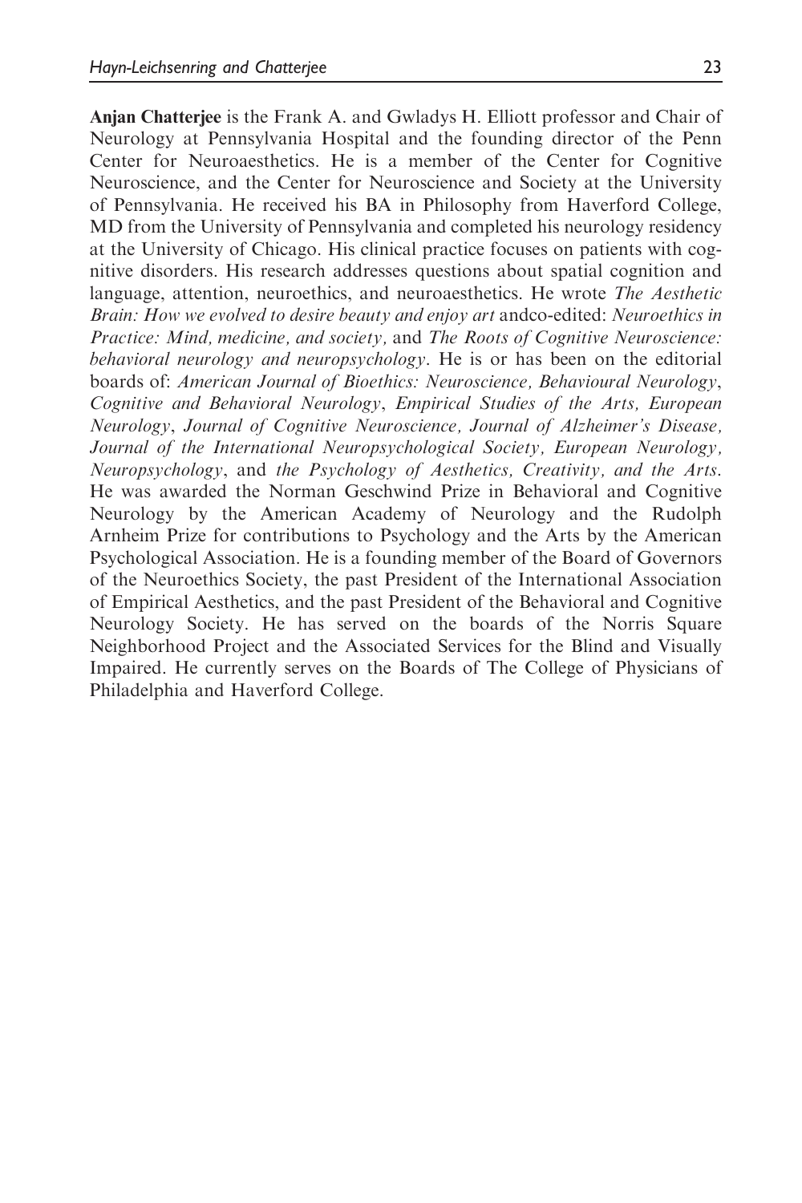**Anjan Chatterjee** is the Frank A. and Gwladys H. Elliott professor and Chair of Neurology at Pennsylvania Hospital and the founding director of the Penn Center for Neuroaesthetics. He is a member of the Center for Cognitive Neuroscience, and the Center for Neuroscience and Society at the University of Pennsylvania. He received his BA in Philosophy from Haverford College, MD from the University of Pennsylvania and completed his neurology residency at the University of Chicago. His clinical practice focuses on patients with cognitive disorders. His research addresses questions about spatial cognition and language, attention, neuroethics, and neuroaesthetics. He wrote *The Aesthetic Brain: How we evolved to desire beauty and enjoy art* andco-edited: *Neuroethics in Practice: Mind, medicine, and society,* and *The Roots of Cognitive Neuroscience: behavioral neurology and neuropsychology*. He is or has been on the editorial boards of: *American Journal of Bioethics: Neuroscience, Behavioural Neurology*, *Cognitive and Behavioral Neurology*, *Empirical Studies of the Arts, European Neurology*, *Journal of Cognitive Neuroscience, Journal of Alzheimer's Disease, Journal of the International Neuropsychological Society, European Neurology, Neuropsychology*, and *the Psychology of Aesthetics, Creativity, and the Arts*. He was awarded the Norman Geschwind Prize in Behavioral and Cognitive Neurology by the American Academy of Neurology and the Rudolph Arnheim Prize for contributions to Psychology and the Arts by the American Psychological Association. He is a founding member of the Board of Governors of the Neuroethics Society, the past President of the International Association of Empirical Aesthetics, and the past President of the Behavioral and Cognitive Neurology Society. He has served on the boards of the Norris Square Neighborhood Project and the Associated Services for the Blind and Visually Impaired. He currently serves on the Boards of The College of Physicians of Philadelphia and Haverford College.